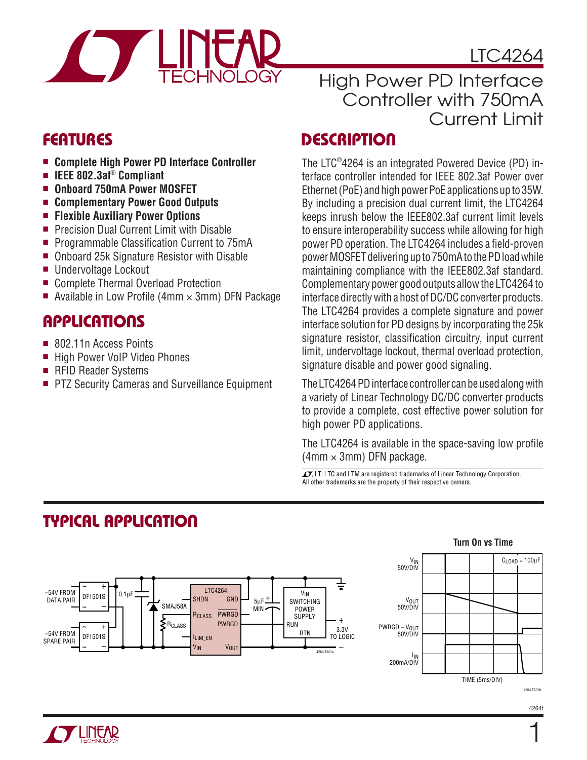# LTC4264

## High Power PD Interface Controller with 750mA Current Limit

## FEATURES

- **Complete High Power PD Interface Controller**
- **IEEE 802.3af® Compliant**
- **Onboard 750mA Power MOSFET**
- **Complementary Power Good Outputs**
- **Flexible Auxiliary Power Options**
- Precision Dual Current Limit with Disable
- Programmable Classification Current to 75mA
- Onboard 25k Signature Resistor with Disable
- Undervoltage Lockout
- Complete Thermal Overload Protection
- Available in Low Profile (4mm × 3mm) DFN Package

## APPLICATIONS

- 802.11n Access Points
- High Power VoIP Video Phones
- RFID Reader Systems
- PTZ Security Cameras and Surveillance Equipment

## DESCRIPTION

The LTC®4264 is an integrated Powered Device (PD) interface controller intended for IEEE 802.3af Power over Ethernet (PoE) and high power PoE applications up to 35W. By including a precision dual current limit, the LTC4264 keeps inrush below the IEEE802.3af current limit levels to ensure interoperability success while allowing for high power PD operation. The LTC4264 includes a field-proven power MOSFET delivering up to 750mA to the PD load while maintaining compliance with the IEEE802.3af standard. Complementary power good outputs allow the LTC4264 to interface directly with a host of DC/DC converter products. The LTC4264 provides a complete signature and power interface solution for PD designs by incorporating the 25k signature resistor, classification circuitry, input current limit, undervoltage lockout, thermal overload protection, signature disable and power good signaling.

The LTC4264 PD interface controller can be used along with a variety of Linear Technology DC/DC converter products to provide a complete, cost effective power solution for high power PD applications.

The LTC4264 is available in the space-saving low profile (4mm × 3mm) DFN package.

LT, LTC and LTM are registered trademarks of Linear Technology Corporation. All other trademarks are the property of their respective owners.

## TYPICAL APPLICATION

Turn On vs Time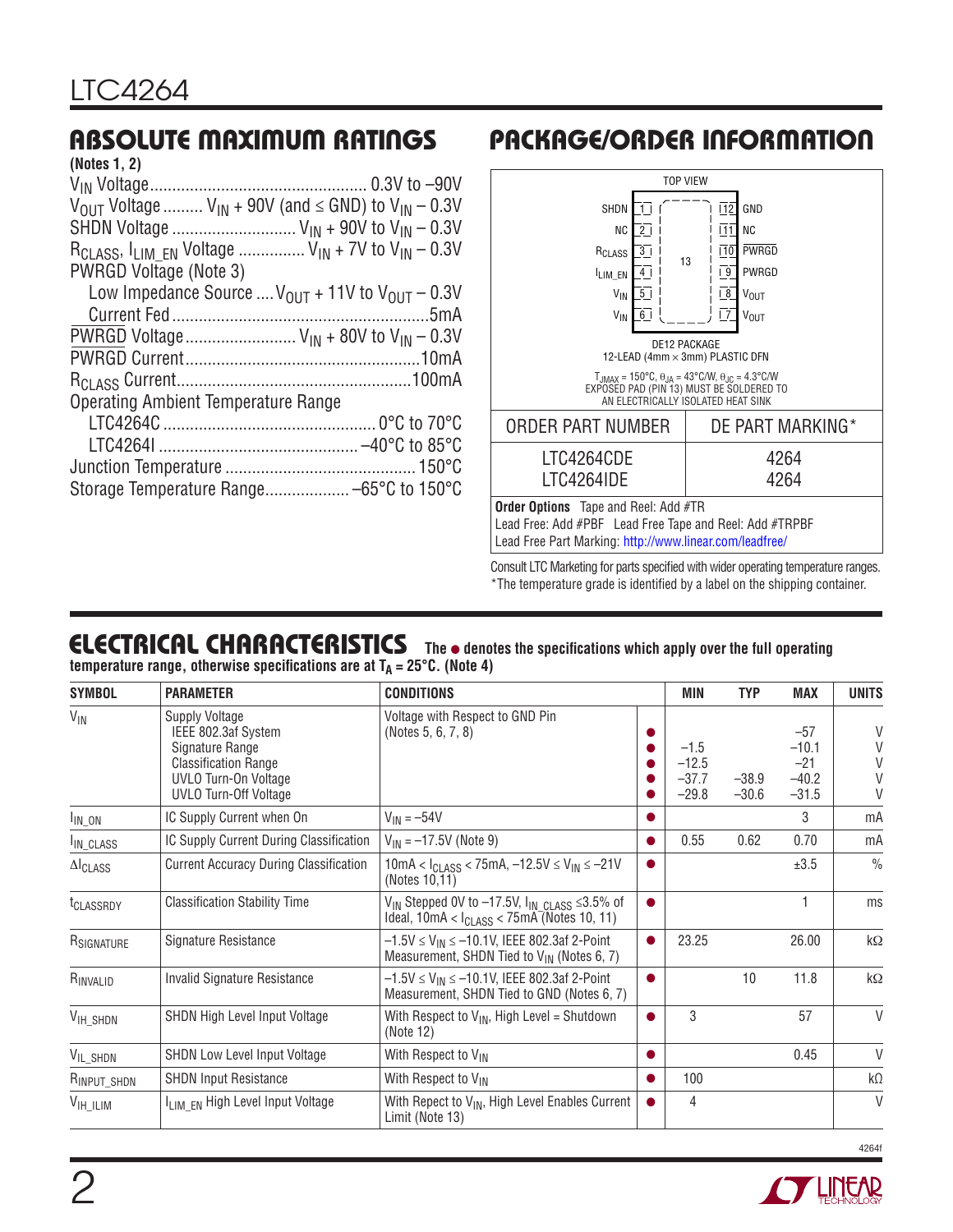## ABSOLUTE MAXIMUM RATINGS

**(Notes 1, 2)**

$V_{IN}$ Voltage ................................................ 0.3V to –90V
$V_{OUT}$ Voltage ......... $V_{IN}$ + 90V (and ≤ GND) to $V_{IN}$ – 0.3V
SHDN Voltage ........................... $V_{IN}$ + 90V to $V_{IN}$ – 0.3V
$R_{CLASS}$, $I_{LIM\_EN}$ Voltage ............... $V_{IN}$ + 7V to $V_{IN}$ – 0.3V
PWRGD Voltage (Note 3)
  Low Impedance Source .... $V_{OUT}$ + 11V to $V_{OUT}$ – 0.3V
  Current Fed .........................................................5mA
$\overline{\text{PWRGD}}$ Voltage ......................... $V_{IN}$ + 80V to $V_{IN}$ – 0.3V
$\overline{\text{PWRGD}}$ Current.....................................................10mA
$R_{CLASS}$ Current.....................................................100mA
Operating Ambient Temperature Range
  LTC4264C ............................................... 0°C to 70°C
  LTC4264I ............................................ –40°C to 85°C
Junction Temperature ........................................... 150°C
Storage Temperature Range................... –65°C to 150°C

## PACKAGE/ORDER INFORMATION

TOP VIEW

| Pin | Name | | Pin | Name |
|---|---|---|---|---|
| 1 | SHDN | | 12 | GND |
| 2 | NC | | 11 | NC |
| 3 | $R_{CLASS}$ | 13 | 10 | $\overline{\text{PWRGD}}$ |
| 4 | $I_{LIM\_EN}$ | | 9 | PWRGD |
| 5 | $V_{IN}$ | | 8 | $V_{OUT}$ |
| 6 | $V_{IN}$ | | 7 | $V_{OUT}$ |

DE12 PACKAGE
12-LEAD (4mm × 3mm) PLASTIC DFN

$T_{JMAX}$ = 150°C, $\theta_{JA}$ = 43°C/W, $\theta_{JC}$ = 4.3°C/W
EXPOSED PAD (PIN 13) MUST BE SOLDERED TO AN ELECTRICALLY ISOLATED HEAT SINK

| ORDER PART NUMBER | DE PART MARKING* |
|---|---|
| LTC4264CDE | 4264 |
| LTC4264IDE | 4264 |

**Order Options** Tape and Reel: Add #TR
Lead Free: Add #PBF Lead Free Tape and Reel: Add #TRPBF
Lead Free Part Marking: http://www.linear.com/leadfree/

Consult LTC Marketing for parts specified with wider operating temperature ranges.
*The temperature grade is identified by a label on the shipping container.

## ELECTRICAL CHARACTERISTICS

**The ● denotes the specifications which apply over the full operating temperature range, otherwise specifications are at $T_A$ = 25°C. (Note 4)**

| SYMBOL | PARAMETER | CONDITIONS | | MIN | TYP | MAX | UNITS |
|---|---|---|---|---|---|---|---|
| $V_{IN}$ | Supply Voltage<br>IEEE 802.3af System<br>Signature Range<br>Classification Range<br>UVLO Turn-On Voltage<br>UVLO Turn-Off Voltage | Voltage with Respect to GND Pin<br>(Notes 5, 6, 7, 8) | <br>●<br>●<br>●<br>●<br>● | <br><br>–1.5<br>–12.5<br>–37.7<br>–29.8 | <br><br><br><br>–38.9<br>–30.6 | <br>–57<br>–10.1<br>–21<br>–40.2<br>–31.5 | <br>V<br>V<br>V<br>V<br>V |
| $I_{IN\_ON}$ | IC Supply Current when On | $V_{IN}$ = –54V | ● | | | 3 | mA |
| $I_{IN\_CLASS}$ | IC Supply Current During Classification | $V_{IN}$ = –17.5V (Note 9) | ● | 0.55 | 0.62 | 0.70 | mA |
| $\Delta I_{CLASS}$ | Current Accuracy During Classification | 10mA < $I_{CLASS}$ < 75mA, –12.5V ≤ $V_{IN}$ ≤ –21V (Notes 10,11) | ● | | | ±3.5 | % |
| $t_{CLASSRDY}$ | Classification Stability Time | $V_{IN}$ Stepped 0V to –17.5V, $I_{IN\_CLASS}$ ≤3.5% of Ideal, 10mA < $I_{CLASS}$ < 75mA (Notes 10, 11) | ● | | | 1 | ms |
| $R_{SIGNATURE}$ | Signature Resistance | –1.5V ≤ $V_{IN}$ ≤ –10.1V, IEEE 802.3af 2-Point Measurement, SHDN Tied to $V_{IN}$ (Notes 6, 7) | ● | 23.25 | | 26.00 | kΩ |
| $R_{INVALID}$ | Invalid Signature Resistance | –1.5V ≤ $V_{IN}$ ≤ –10.1V, IEEE 802.3af 2-Point Measurement, SHDN Tied to GND (Notes 6, 7) | ● | | 10 | 11.8 | kΩ |
| $V_{IH\_SHDN}$ | SHDN High Level Input Voltage | With Respect to $V_{IN}$, High Level = Shutdown (Note 12) | ● | 3 | | 57 | V |
| $V_{IL\_SHDN}$ | SHDN Low Level Input Voltage | With Respect to $V_{IN}$ | ● | | | 0.45 | V |
| $R_{INPUT\_SHDN}$ | SHDN Input Resistance | With Respect to $V_{IN}$ | ● | 100 | | | kΩ |
| $V_{IH\_ILIM}$ | $I_{LIM\_EN}$ High Level Input Voltage | With Repect to $V_{IN}$, High Level Enables Current Limit (Note 13) | ● | 4 | | | V |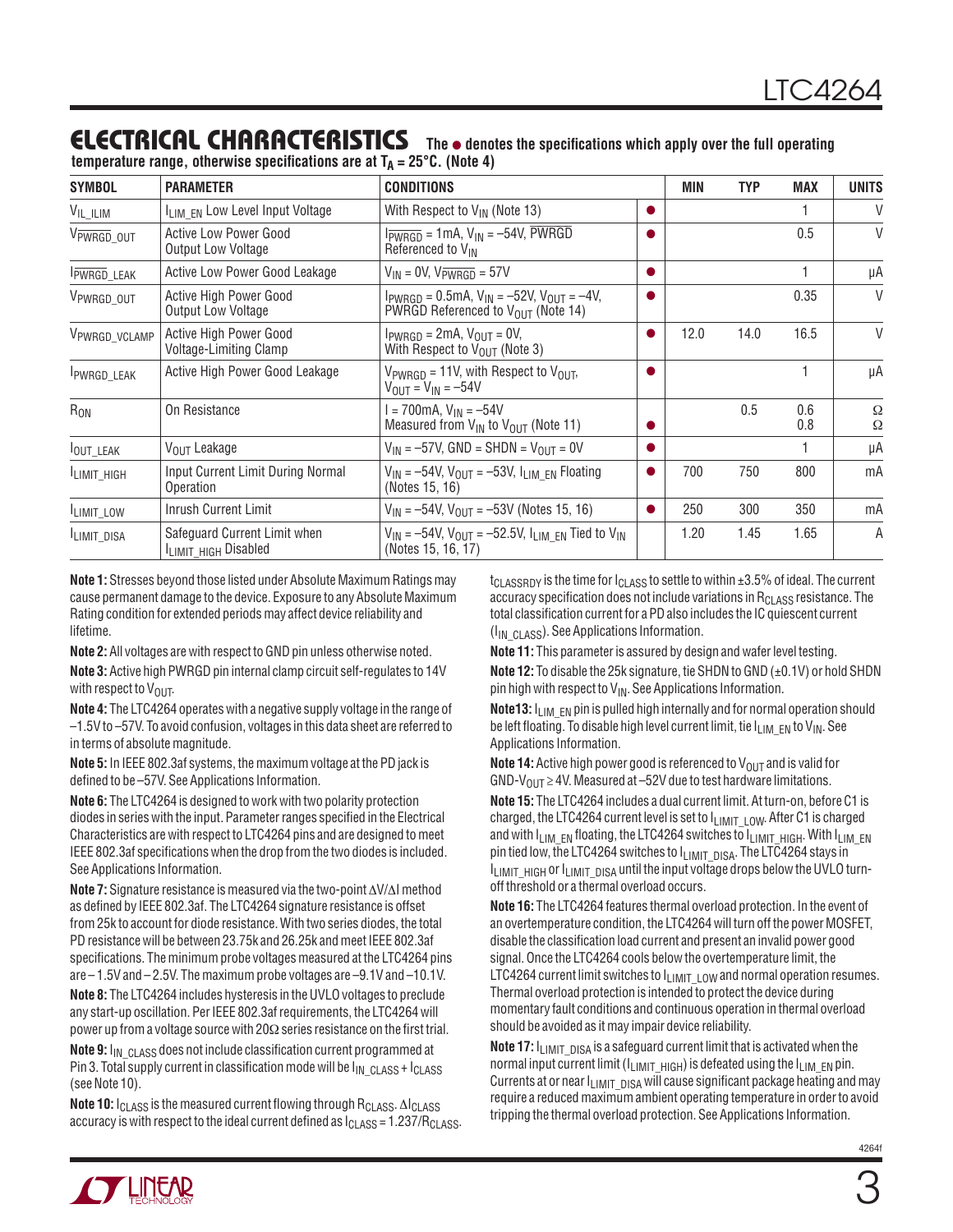## ELECTRICAL CHARACTERISTICS

**The ● denotes the specifications which apply over the full operating temperature range, otherwise specifications are at $T_A = 25°C$. (Note 4)**

| SYMBOL | PARAMETER | CONDITIONS | | MIN | TYP | MAX | UNITS |
|---|---|---|---|---|---|---|---|
| $V_{IL\_ILIM}$ | $I_{LIM\_EN}$ Low Level Input Voltage | With Respect to $V_{IN}$ (Note 13) | ● | | | 1 | V |
| $V_{\overline{PWRGD}\_OUT}$ | Active Low Power Good Output Low Voltage | $I_{\overline{PWRGD}} = 1mA$, $V_{IN} = –54V$, $\overline{PWRGD}$ Referenced to $V_{IN}$ | ● | | | 0.5 | V |
| $I_{\overline{PWRGD}\_LEAK}$ | Active Low Power Good Leakage | $V_{IN} = 0V$, $V_{\overline{PWRGD}} = 57V$ | ● | | | 1 | µA |
| $V_{PWRGD\_OUT}$ | Active High Power Good Output Low Voltage | $I_{PWRGD} = 0.5mA$, $V_{IN} = –52V$, $V_{OUT} = –4V$, PWRGD Referenced to $V_{OUT}$ (Note 14) | ● | | | 0.35 | V |
| $V_{PWRGD\_VCLAMP}$ | Active High Power Good Voltage-Limiting Clamp | $I_{PWRGD} = 2mA$, $V_{OUT} = 0V$, With Respect to $V_{OUT}$ (Note 3) | ● | 12.0 | 14.0 | 16.5 | V |
| $I_{PWRGD\_LEAK}$ | Active High Power Good Leakage | $V_{PWRGD} = 11V$, with Respect to $V_{OUT}$, $V_{OUT} = V_{IN} = –54V$ | ● | | | 1 | µA |
| $R_{ON}$ | On Resistance | $I = 700mA$, $V_{IN} = –54V$ Measured from $V_{IN}$ to $V_{OUT}$ (Note 11) | ● | | 0.5 | 0.6 / 0.8 | Ω / Ω |
| $I_{OUT\_LEAK}$ | $V_{OUT}$ Leakage | $V_{IN} = –57V$, GND = SHDN = $V_{OUT}$ = 0V | ● | | | 1 | µA |
| $I_{LIMIT\_HIGH}$ | Input Current Limit During Normal Operation | $V_{IN} = –54V$, $V_{OUT} = –53V$, $I_{LIM\_EN}$ Floating (Notes 15, 16) | ● | 700 | 750 | 800 | mA |
| $I_{LIMIT\_LOW}$ | Inrush Current Limit | $V_{IN} = –54V$, $V_{OUT} = –53V$ (Notes 15, 16) | ● | 250 | 300 | 350 | mA |
| $I_{LIMIT\_DISA}$ | Safeguard Current Limit when $I_{LIMIT\_HIGH}$ Disabled | $V_{IN} = –54V$, $V_{OUT} = –52.5V$, $I_{LIM\_EN}$ Tied to $V_{IN}$ (Notes 15, 16, 17) | | 1.20 | 1.45 | 1.65 | A |

**Note 1:** Stresses beyond those listed under Absolute Maximum Ratings may cause permanent damage to the device. Exposure to any Absolute Maximum Rating condition for extended periods may affect device reliability and lifetime.

**Note 2:** All voltages are with respect to GND pin unless otherwise noted.

**Note 3:** Active high PWRGD pin internal clamp circuit self-regulates to 14V with respect to $V_{OUT}$.

**Note 4:** The LTC4264 operates with a negative supply voltage in the range of –1.5V to –57V. To avoid confusion, voltages in this data sheet are referred to in terms of absolute magnitude.

**Note 5:** In IEEE 802.3af systems, the maximum voltage at the PD jack is defined to be –57V. See Applications Information.

**Note 6:** The LTC4264 is designed to work with two polarity protection diodes in series with the input. Parameter ranges specified in the Electrical Characteristics are with respect to LTC4264 pins and are designed to meet IEEE 802.3af specifications when the drop from the two diodes is included. See Applications Information.

**Note 7:** Signature resistance is measured via the two-point $\Delta V/\Delta I$ method as defined by IEEE 802.3af. The LTC4264 signature resistance is offset from 25k to account for diode resistance. With two series diodes, the total PD resistance will be between 23.75k and 26.25k and meet IEEE 802.3af specifications. The minimum probe voltages measured at the LTC4264 pins are –1.5V and –2.5V. The maximum probe voltages are –9.1V and –10.1V.

**Note 8:** The LTC4264 includes hysteresis in the UVLO voltages to preclude any start-up oscillation. Per IEEE 802.3af requirements, the LTC4264 will power up from a voltage source with 20Ω series resistance on the first trial.

**Note 9:** $I_{IN\_CLASS}$ does not include classification current programmed at Pin 3. Total supply current in classification mode will be $I_{IN\_CLASS} + I_{CLASS}$ (see Note 10).

**Note 10:** $I_{CLASS}$ is the measured current flowing through $R_{CLASS}$. $\Delta I_{CLASS}$ accuracy is with respect to the ideal current defined as $I_{CLASS} = 1.237/R_{CLASS}$. $t_{CLASSRDY}$ is the time for $I_{CLASS}$ to settle to within ±3.5% of ideal. The current accuracy specification does not include variations in $R_{CLASS}$ resistance. The total classification current for a PD also includes the IC quiescent current ($I_{IN\_CLASS}$). See Applications Information.

**Note 11:** This parameter is assured by design and wafer level testing.

**Note 12:** To disable the 25k signature, tie SHDN to GND (±0.1V) or hold SHDN pin high with respect to $V_{IN}$. See Applications Information.

**Note 13:** $I_{LIM\_EN}$ pin is pulled high internally and for normal operation should be left floating. To disable high level current limit, tie $I_{LIM\_EN}$ to $V_{IN}$. See Applications Information.

**Note 14:** Active high power good is referenced to $V_{OUT}$ and is valid for GND-$V_{OUT}$ ≥ 4V. Measured at –52V due to test hardware limitations.

**Note 15:** The LTC4264 includes a dual current limit. At turn-on, before C1 is charged, the LTC4264 current level is set to $I_{LIMIT\_LOW}$. After C1 is charged and with $I_{LIM\_EN}$ floating, the LTC4264 switches to $I_{LIMIT\_HIGH}$. With $I_{LIM\_EN}$ pin tied low, the LTC4264 switches to $I_{LIMIT\_DISA}$. The LTC4264 stays in $I_{LIMIT\_HIGH}$ or $I_{LIMIT\_DISA}$ until the input voltage drops below the UVLO turn-off threshold or a thermal overload occurs.

**Note 16:** The LTC4264 features thermal overload protection. In the event of an overtemperature condition, the LTC4264 will turn off the power MOSFET, disable the classification load current and present an invalid power good signal. Once the LTC4264 cools below the overtemperature limit, the LTC4264 current limit switches to $I_{LIMIT\_LOW}$ and normal operation resumes. Thermal overload protection is intended to protect the device during momentary fault conditions and continuous operation in thermal overload should be avoided as it may impair device reliability.

**Note 17:** $I_{LIMIT\_DISA}$ is a safeguard current limit that is activated when the normal input current limit ($I_{LIMIT\_HIGH}$) is defeated using the $I_{LIM\_EN}$ pin. Currents at or near $I_{LIMIT\_DISA}$ will cause significant package heating and may require a reduced maximum ambient operating temperature in order to avoid tripping the thermal overload protection. See Applications Information.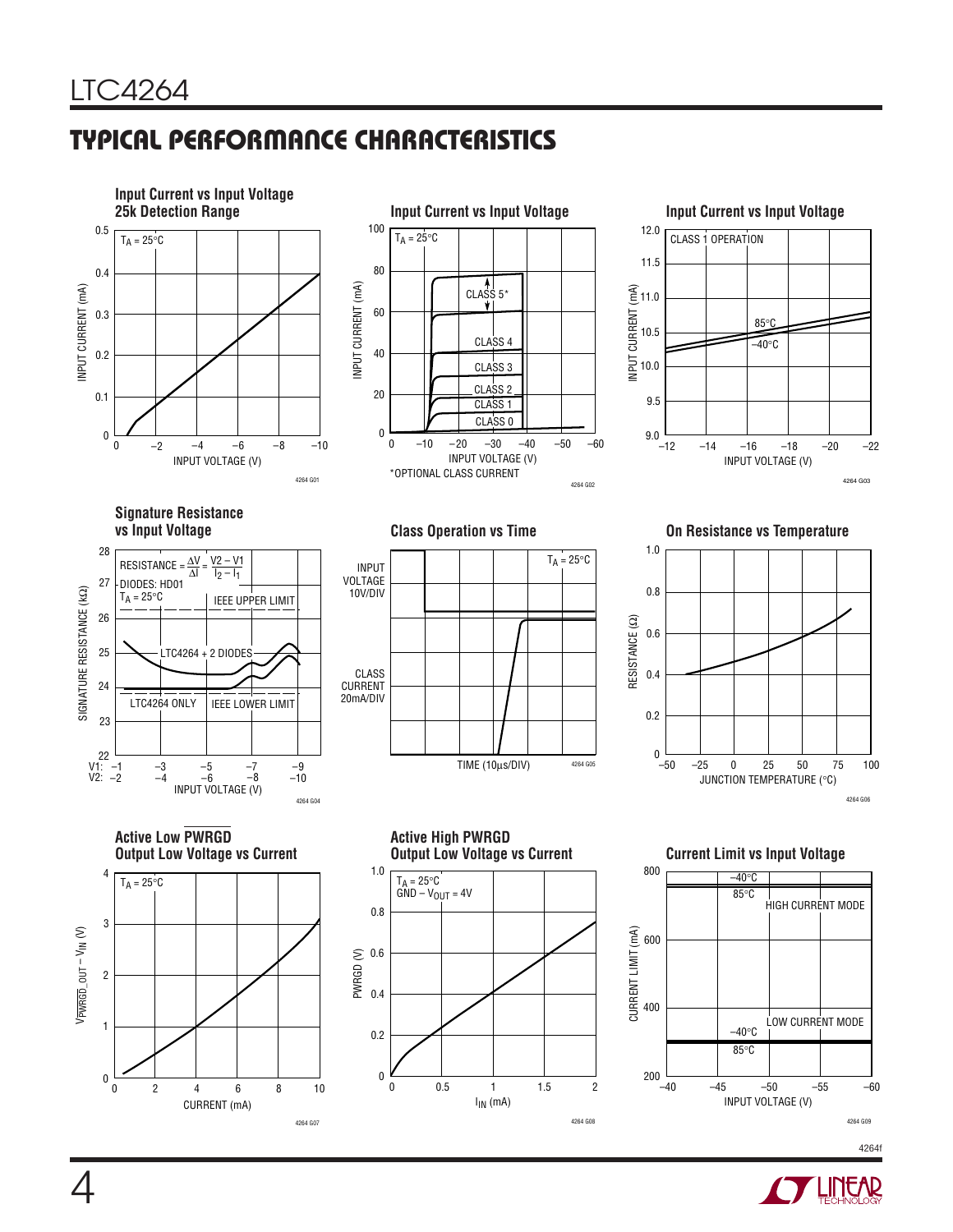## TYPICAL PERFORMANCE CHARACTERISTICS

**Input Current vs Input Voltage 25k Detection Range**

$T_A = 25°C$

INPUT CURRENT (mA) vs INPUT VOLTAGE (V)

4264 G01

**Input Current vs Input Voltage**

$T_A = 25°C$

CLASS 5*, CLASS 4, CLASS 3, CLASS 2, CLASS 1, CLASS 0

INPUT CURRENT (mA) vs INPUT VOLTAGE (V)

*OPTIONAL CLASS CURRENT

4264 G02

**Input Current vs Input Voltage**

CLASS 1 OPERATION

85°C, –40°C

INPUT CURRENT (mA) vs INPUT VOLTAGE (V)

4264 G03

**Signature Resistance vs Input Voltage**

$RESISTANCE = \frac{\Delta V}{\Delta I} = \frac{V2 - V1}{I_2 - I_1}$

DIODES: HD01

$T_A = 25°C$

IEEE UPPER LIMIT, LTC4264 + 2 DIODES, LTC4264 ONLY, IEEE LOWER LIMIT

SIGNATURE RESISTANCE (kΩ) vs INPUT VOLTAGE (V)

4264 G04

**Class Operation vs Time**

$T_A = 25°C$

INPUT VOLTAGE 10V/DIV

CLASS CURRENT 20mA/DIV

TIME (10µs/DIV)

4264 G05

**On Resistance vs Temperature**

RESISTANCE (Ω) vs JUNCTION TEMPERATURE (°C)

4264 G06

**Active Low PWRGD Output Low Voltage vs Current**

$T_A = 25°C$

$V_{\overline{PWRGD}\_OUT} – V_{IN}$ (V) vs CURRENT (mA)

4264 G07

**Active High PWRGD Output Low Voltage vs Current**

$T_A = 25°C$

$GND – V_{OUT} = 4V$

PWRGD (V) vs $I_{IN}$ (mA)

4264 G08

**Current Limit vs Input Voltage**

–40°C, 85°C, HIGH CURRENT MODE

–40°C, 85°C, LOW CURRENT MODE

CURRENT LIMIT (mA) vs INPUT VOLTAGE (V)

4264 G09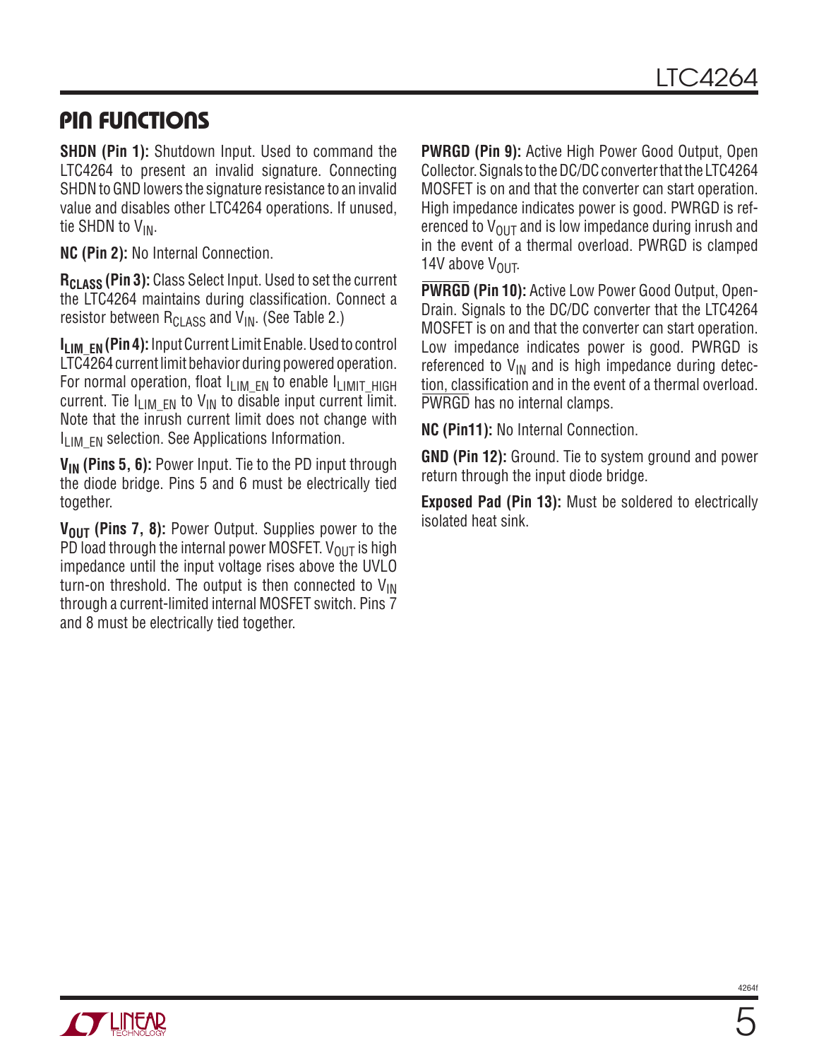## PIN FUNCTIONS

**SHDN (Pin 1):** Shutdown Input. Used to command the LTC4264 to present an invalid signature. Connecting SHDN to GND lowers the signature resistance to an invalid value and disables other LTC4264 operations. If unused, tie SHDN to $V_{IN}$.

**NC (Pin 2):** No Internal Connection.

**$R_{CLASS}$ (Pin 3):** Class Select Input. Used to set the current the LTC4264 maintains during classification. Connect a resistor between $R_{CLASS}$ and $V_{IN}$. (See Table 2.)

**$I_{LIM\_EN}$ (Pin 4):** Input Current Limit Enable. Used to control LTC4264 current limit behavior during powered operation. For normal operation, float $I_{LIM\_EN}$ to enable $I_{LIMIT\_HIGH}$ current. Tie $I_{LIM\_EN}$ to $V_{IN}$ to disable input current limit. Note that the inrush current limit does not change with $I_{LIM\_EN}$ selection. See Applications Information.

**$V_{IN}$ (Pins 5, 6):** Power Input. Tie to the PD input through the diode bridge. Pins 5 and 6 must be electrically tied together.

**$V_{OUT}$ (Pins 7, 8):** Power Output. Supplies power to the PD load through the internal power MOSFET. $V_{OUT}$ is high impedance until the input voltage rises above the UVLO turn-on threshold. The output is then connected to $V_{IN}$ through a current-limited internal MOSFET switch. Pins 7 and 8 must be electrically tied together.

**PWRGD (Pin 9):** Active High Power Good Output, Open Collector. Signals to the DC/DC converter that the LTC4264 MOSFET is on and that the converter can start operation. High impedance indicates power is good. PWRGD is referenced to $V_{OUT}$ and is low impedance during inrush and in the event of a thermal overload. PWRGD is clamped 14V above $V_{OUT}$.

**$\overline{PWRGD}$ (Pin 10):** Active Low Power Good Output, Open-Drain. Signals to the DC/DC converter that the LTC4264 MOSFET is on and that the converter can start operation. Low impedance indicates power is good. PWRGD is referenced to $V_{IN}$ and is high impedance during detection, classification and in the event of a thermal overload. $\overline{PWRGD}$ has no internal clamps.

**NC (Pin11):** No Internal Connection.

**GND (Pin 12):** Ground. Tie to system ground and power return through the input diode bridge.

**Exposed Pad (Pin 13):** Must be soldered to electrically isolated heat sink.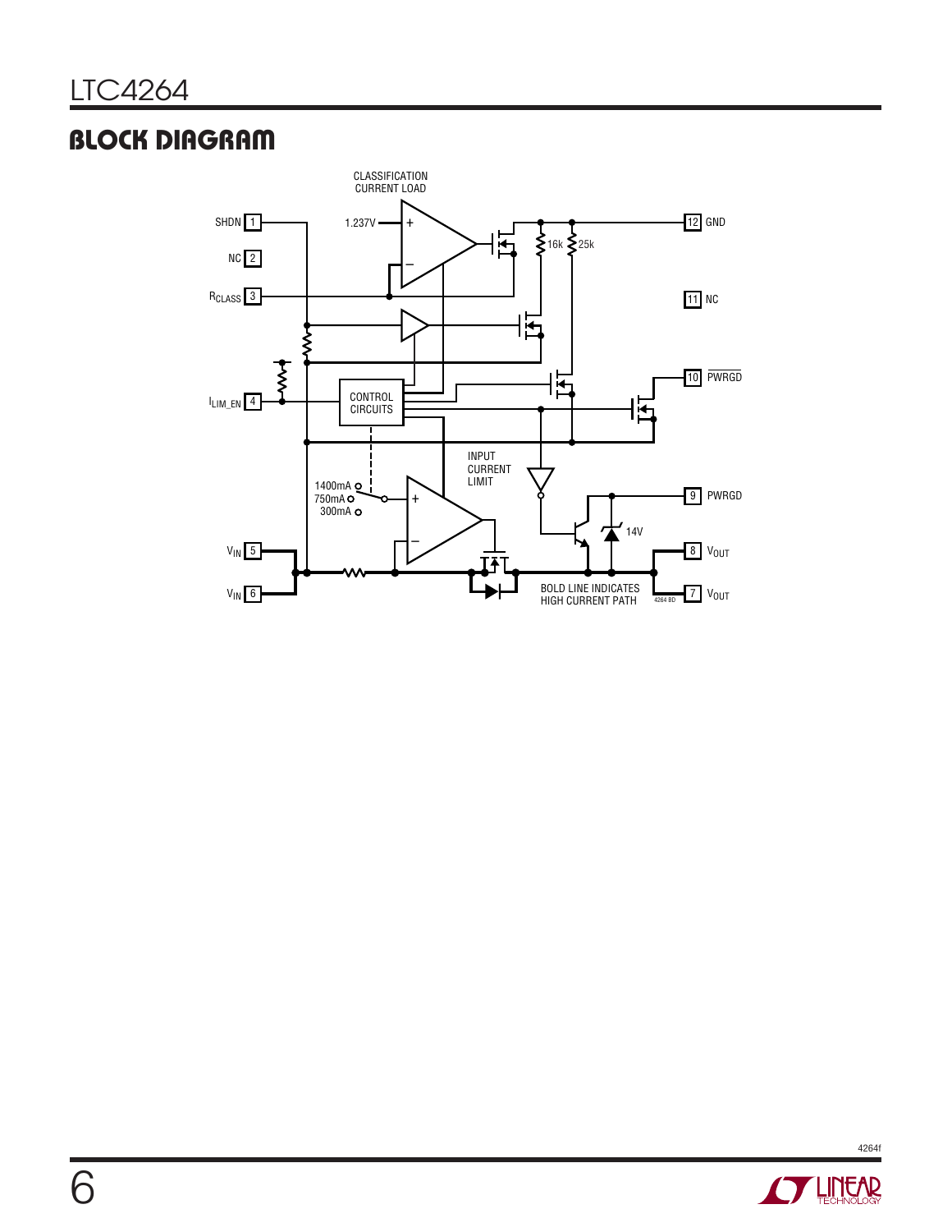## BLOCK DIAGRAM

CLASSIFICATION CURRENT LOAD

SHDN 1

NC 2

$R_{CLASS}$ 3

$I_{LIM\_EN}$ 4

$V_{IN}$ 5

$V_{IN}$ 6

1.237V

16k

25k

12 GND

11 NC

10 $\overline{PWRGD}$

9 PWRGD

8 $V_{OUT}$

7 $V_{OUT}$

CONTROL CIRCUITS

INPUT CURRENT LIMIT

1400mA

750mA

300mA

14V

BOLD LINE INDICATES HIGH CURRENT PATH

4264 BD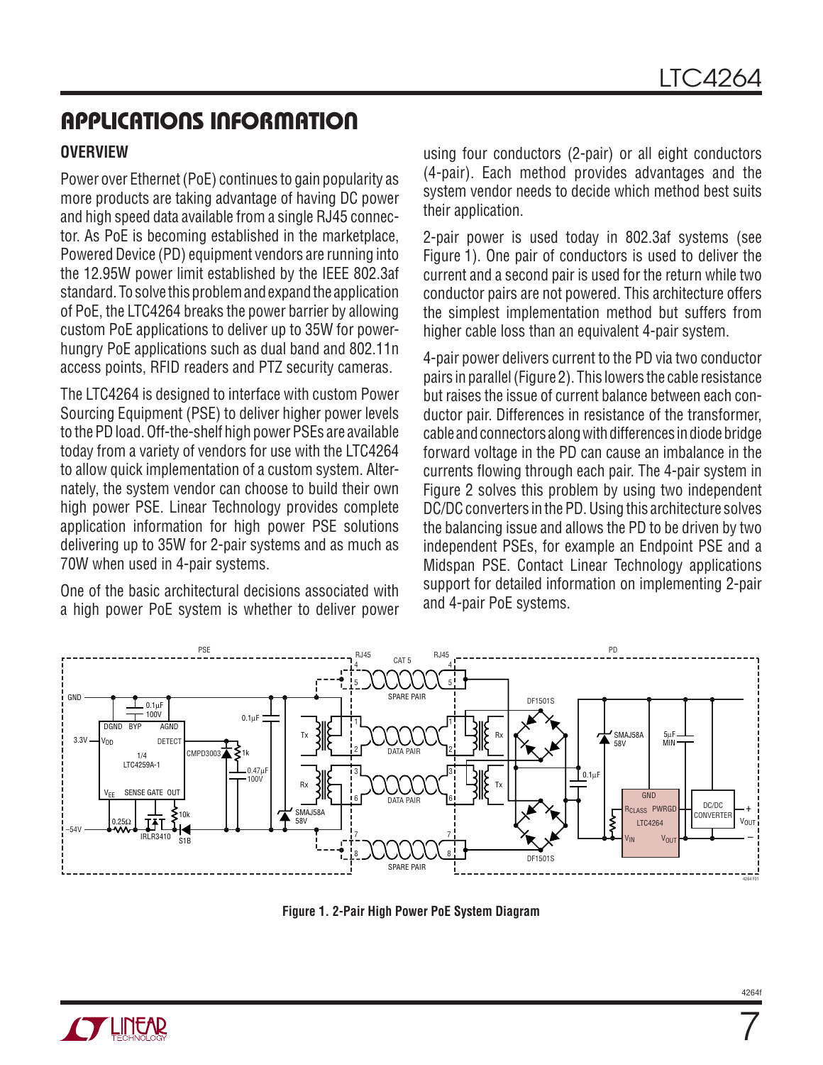## APPLICATIONS INFORMATION

### OVERVIEW

Power over Ethernet (PoE) continues to gain popularity as more products are taking advantage of having DC power and high speed data available from a single RJ45 connector. As PoE is becoming established in the marketplace, Powered Device (PD) equipment vendors are running into the 12.95W power limit established by the IEEE 802.3af standard. To solve this problem and expand the application of PoE, the LTC4264 breaks the power barrier by allowing custom PoE applications to deliver up to 35W for power-hungry PoE applications such as dual band and 802.11n access points, RFID readers and PTZ security cameras.

The LTC4264 is designed to interface with custom Power Sourcing Equipment (PSE) to deliver higher power levels to the PD load. Off-the-shelf high power PSEs are available today from a variety of vendors for use with the LTC4264 to allow quick implementation of a custom system. Alternately, the system vendor can choose to build their own high power PSE. Linear Technology provides complete application information for high power PSE solutions delivering up to 35W for 2-pair systems and as much as 70W when used in 4-pair systems.

One of the basic architectural decisions associated with a high power PoE system is whether to deliver power using four conductors (2-pair) or all eight conductors (4-pair). Each method provides advantages and the system vendor needs to decide which method best suits their application.

2-pair power is used today in 802.3af systems (see Figure 1). One pair of conductors is used to deliver the current and a second pair is used for the return while two conductor pairs are not powered. This architecture offers the simplest implementation method but suffers from higher cable loss than an equivalent 4-pair system.

4-pair power delivers current to the PD via two conductor pairs in parallel (Figure 2). This lowers the cable resistance but raises the issue of current balance between each conductor pair. Differences in resistance of the transformer, cable and connectors along with differences in diode bridge forward voltage in the PD can cause an imbalance in the currents flowing through each pair. The 4-pair system in Figure 2 solves this problem by using two independent DC/DC converters in the PD. Using this architecture solves the balancing issue and allows the PD to be driven by two independent PSEs, for example an Endpoint PSE and a Midspan PSE. Contact Linear Technology applications support for detailed information on implementing 2-pair and 4-pair PoE systems.

**Figure 1. 2-Pair High Power PoE System Diagram**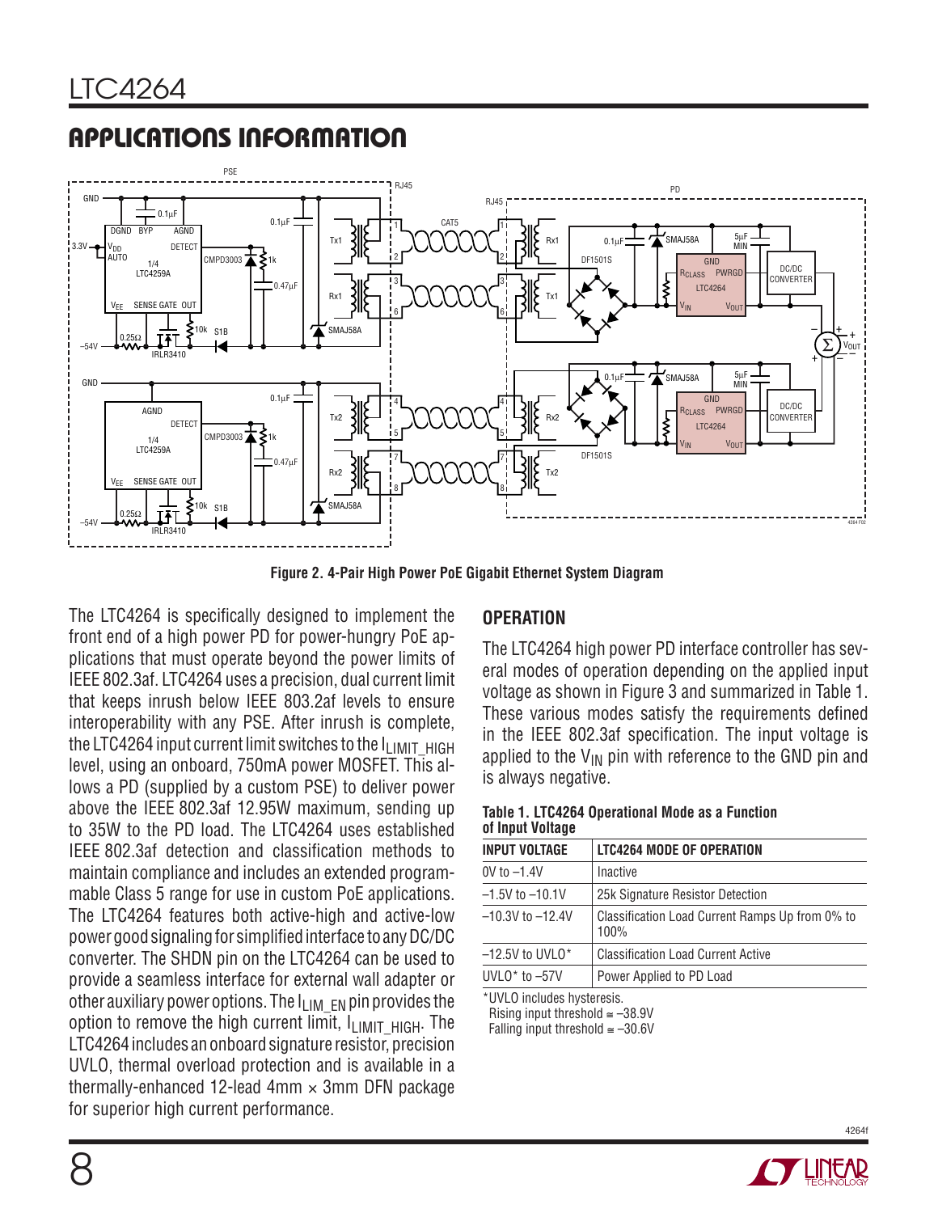## APPLICATIONS INFORMATION

Figure 2. 4-Pair High Power PoE Gigabit Ethernet System Diagram

The LTC4264 is specifically designed to implement the front end of a high power PD for power-hungry PoE applications that must operate beyond the power limits of IEEE 802.3af. LTC4264 uses a precision, dual current limit that keeps inrush below IEEE 803.2af levels to ensure interoperability with any PSE. After inrush is complete, the LTC4264 input current limit switches to the $I_{LIMIT\_HIGH}$ level, using an onboard, 750mA power MOSFET. This allows a PD (supplied by a custom PSE) to deliver power above the IEEE 802.3af 12.95W maximum, sending up to 35W to the PD load. The LTC4264 uses established IEEE 802.3af detection and classification methods to maintain compliance and includes an extended programmable Class 5 range for use in custom PoE applications. The LTC4264 features both active-high and active-low power good signaling for simplified interface to any DC/DC converter. The SHDN pin on the LTC4264 can be used to provide a seamless interface for external wall adapter or other auxiliary power options. The $I_{LIM\_EN}$ pin provides the option to remove the high current limit, $I_{LIMIT\_HIGH}$. The LTC4264 includes an onboard signature resistor, precision UVLO, thermal overload protection and is available in a thermally-enhanced 12-lead 4mm × 3mm DFN package for superior high current performance.

### OPERATION

The LTC4264 high power PD interface controller has several modes of operation depending on the applied input voltage as shown in Figure 3 and summarized in Table 1. These various modes satisfy the requirements defined in the IEEE 802.3af specification. The input voltage is applied to the $V_{IN}$ pin with reference to the GND pin and is always negative.

**Table 1. LTC4264 Operational Mode as a Function of Input Voltage**

| INPUT VOLTAGE | LTC4264 MODE OF OPERATION |
|---|---|
| 0V to –1.4V | Inactive |
| –1.5V to –10.1V | 25k Signature Resistor Detection |
| –10.3V to –12.4V | Classification Load Current Ramps Up from 0% to 100% |
| –12.5V to UVLO* | Classification Load Current Active |
| UVLO* to –57V | Power Applied to PD Load |

*UVLO includes hysteresis.
Rising input threshold ≅ –38.9V
Falling input threshold ≅ –30.6V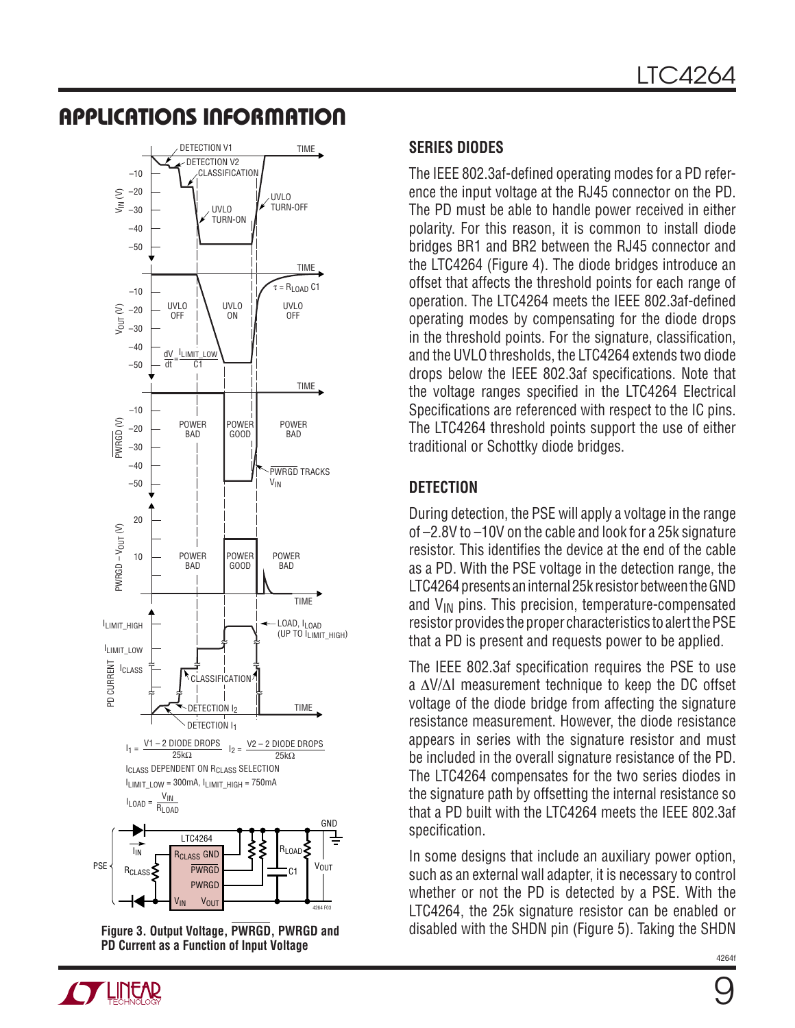## APPLICATIONS INFORMATION

$I_1 = \frac{V1 - 2 \text{ DIODE DROPS}}{25k\Omega}$ $I_2 = \frac{V2 - 2 \text{ DIODE DROPS}}{25k\Omega}$

$I_{CLASS}$ DEPENDENT ON $R_{CLASS}$ SELECTION

$I_{LIMIT\_LOW}$ = 300mA, $I_{LIMIT\_HIGH}$ = 750mA

$I_{LOAD} = \frac{V_{IN}}{R_{LOAD}}$

**Figure 3. Output Voltage, $\overline{PWRGD}$, PWRGD and PD Current as a Function of Input Voltage**

### SERIES DIODES

The IEEE 802.3af-defined operating modes for a PD reference the input voltage at the RJ45 connector on the PD. The PD must be able to handle power received in either polarity. For this reason, it is common to install diode bridges BR1 and BR2 between the RJ45 connector and the LTC4264 (Figure 4). The diode bridges introduce an offset that affects the threshold points for each range of operation. The LTC4264 meets the IEEE 802.3af-defined operating modes by compensating for the diode drops in the threshold points. For the signature, classification, and the UVLO thresholds, the LTC4264 extends two diode drops below the IEEE 802.3af specifications. Note that the voltage ranges specified in the LTC4264 Electrical Specifications are referenced with respect to the IC pins. The LTC4264 threshold points support the use of either traditional or Schottky diode bridges.

### DETECTION

During detection, the PSE will apply a voltage in the range of –2.8V to –10V on the cable and look for a 25k signature resistor. This identifies the device at the end of the cable as a PD. With the PSE voltage in the detection range, the LTC4264 presents an internal 25k resistor between the GND and $V_{IN}$ pins. This precision, temperature-compensated resistor provides the proper characteristics to alert the PSE that a PD is present and requests power to be applied.

The IEEE 802.3af specification requires the PSE to use a $\Delta V/\Delta I$ measurement technique to keep the DC offset voltage of the diode bridge from affecting the signature resistance measurement. However, the diode resistance appears in series with the signature resistor and must be included in the overall signature resistance of the PD. The LTC4264 compensates for the two series diodes in the signature path by offsetting the internal resistance so that a PD built with the LTC4264 meets the IEEE 802.3af specification.

In some designs that include an auxiliary power option, such as an external wall adapter, it is necessary to control whether or not the PD is detected by a PSE. With the LTC4264, the 25k signature resistor can be enabled or disabled with the SHDN pin (Figure 5). Taking the SHDN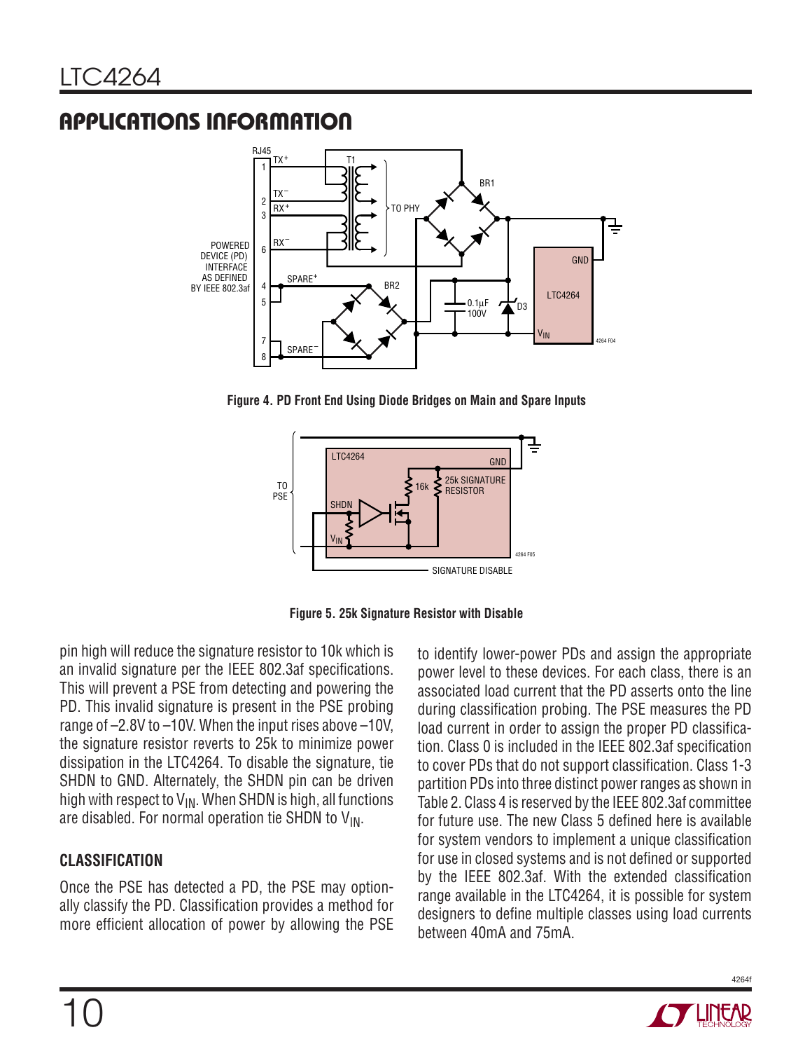## APPLICATIONS INFORMATION

Figure 4. PD Front End Using Diode Bridges on Main and Spare Inputs

Figure 5. 25k Signature Resistor with Disable

pin high will reduce the signature resistor to 10k which is an invalid signature per the IEEE 802.3af specifications. This will prevent a PSE from detecting and powering the PD. This invalid signature is present in the PSE probing range of –2.8V to –10V. When the input rises above –10V, the signature resistor reverts to 25k to minimize power dissipation in the LTC4264. To disable the signature, tie SHDN to GND. Alternately, the SHDN pin can be driven high with respect to $V_{IN}$. When SHDN is high, all functions are disabled. For normal operation tie SHDN to $V_{IN}$.

### CLASSIFICATION

Once the PSE has detected a PD, the PSE may optionally classify the PD. Classification provides a method for more efficient allocation of power by allowing the PSE to identify lower-power PDs and assign the appropriate power level to these devices. For each class, there is an associated load current that the PD asserts onto the line during classification probing. The PSE measures the PD load current in order to assign the proper PD classification. Class 0 is included in the IEEE 802.3af specification to cover PDs that do not support classification. Class 1-3 partition PDs into three distinct power ranges as shown in Table 2. Class 4 is reserved by the IEEE 802.3af committee for future use. The new Class 5 defined here is available for system vendors to implement a unique classification for use in closed systems and is not defined or supported by the IEEE 802.3af. With the extended classification range available in the LTC4264, it is possible for system designers to define multiple classes using load currents between 40mA and 75mA.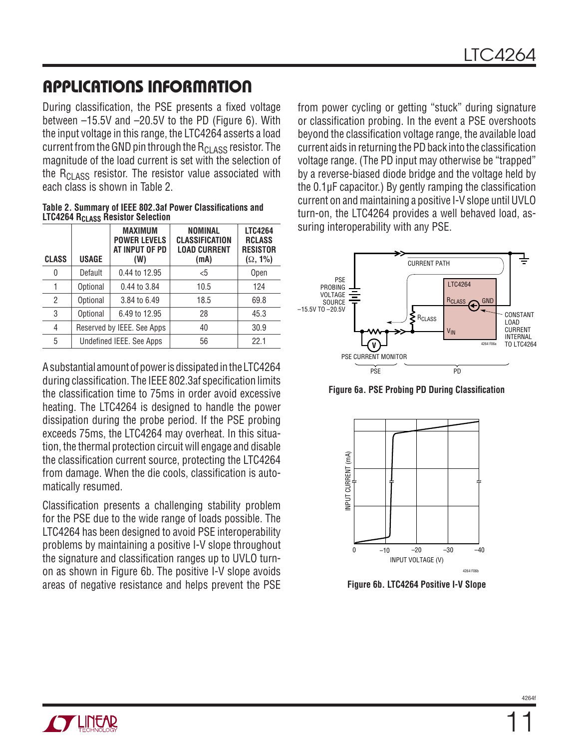## APPLICATIONS INFORMATION

During classification, the PSE presents a fixed voltage between –15.5V and –20.5V to the PD (Figure 6). With the input voltage in this range, the LTC4264 asserts a load current from the GND pin through the $R_{CLASS}$ resistor. The magnitude of the load current is set with the selection of the $R_{CLASS}$ resistor. The resistor value associated with each class is shown in Table 2.

**Table 2. Summary of IEEE 802.3af Power Classifications and LTC4264 $R_{CLASS}$ Resistor Selection**

| CLASS | USAGE | MAXIMUM POWER LEVELS AT INPUT OF PD (W) | NOMINAL CLASSIFICATION LOAD CURRENT (mA) | LTC4264 RCLASS RESISTOR (Ω, 1%) |
|---|---|---|---|---|
| 0 | Default | 0.44 to 12.95 | <5 | Open |
| 1 | Optional | 0.44 to 3.84 | 10.5 | 124 |
| 2 | Optional | 3.84 to 6.49 | 18.5 | 69.8 |
| 3 | Optional | 6.49 to 12.95 | 28 | 45.3 |
| 4 | Reserved by IEEE. See Apps | | 40 | 30.9 |
| 5 | Undefined IEEE. See Apps | | 56 | 22.1 |

A substantial amount of power is dissipated in the LTC4264 during classification. The IEEE 802.3af specification limits the classification time to 75ms in order avoid excessive heating. The LTC4264 is designed to handle the power dissipation during the probe period. If the PSE probing exceeds 75ms, the LTC4264 may overheat. In this situation, the thermal protection circuit will engage and disable the classification current source, protecting the LTC4264 from damage. When the die cools, classification is automatically resumed.

Classification presents a challenging stability problem for the PSE due to the wide range of loads possible. The LTC4264 has been designed to avoid PSE interoperability problems by maintaining a positive I-V slope throughout the signature and classification ranges up to UVLO turn-on as shown in Figure 6b. The positive I-V slope avoids areas of negative resistance and helps prevent the PSE from power cycling or getting "stuck" during signature or classification probing. In the event a PSE overshoots beyond the classification voltage range, the available load current aids in returning the PD back into the classification voltage range. (The PD input may otherwise be "trapped" by a reverse-biased diode bridge and the voltage held by the 0.1µF capacitor.) By gently ramping the classification current on and maintaining a positive I-V slope until UVLO turn-on, the LTC4264 provides a well behaved load, assuring interoperability with any PSE.

**Figure 6a. PSE Probing PD During Classification**

**Figure 6b. LTC4264 Positive I-V Slope**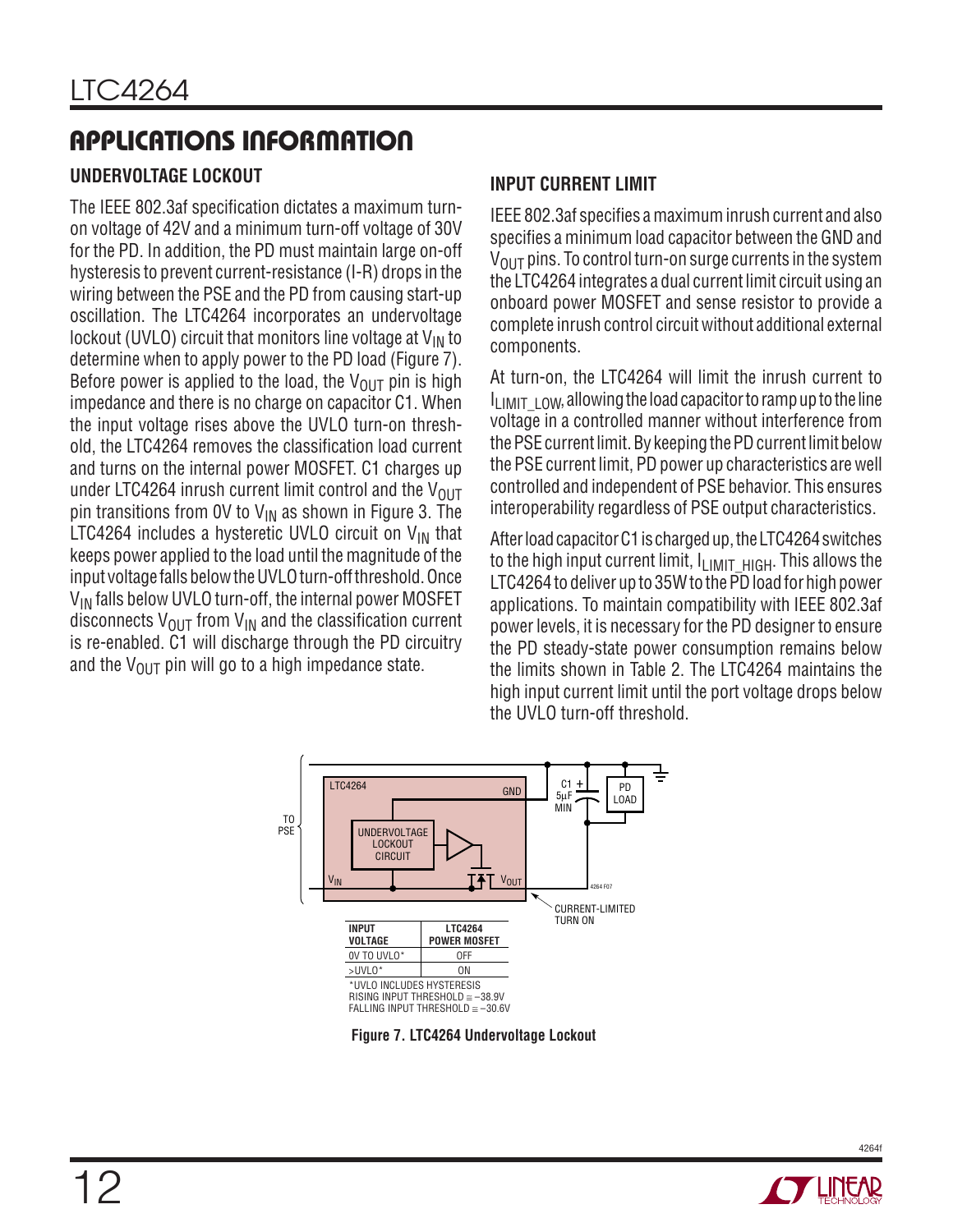## APPLICATIONS INFORMATION

### UNDERVOLTAGE LOCKOUT

The IEEE 802.3af specification dictates a maximum turn-on voltage of 42V and a minimum turn-off voltage of 30V for the PD. In addition, the PD must maintain large on-off hysteresis to prevent current-resistance (I-R) drops in the wiring between the PSE and the PD from causing start-up oscillation. The LTC4264 incorporates an undervoltage lockout (UVLO) circuit that monitors line voltage at $V_{IN}$ to determine when to apply power to the PD load (Figure 7). Before power is applied to the load, the $V_{OUT}$ pin is high impedance and there is no charge on capacitor C1. When the input voltage rises above the UVLO turn-on threshold, the LTC4264 removes the classification load current and turns on the internal power MOSFET. C1 charges up under LTC4264 inrush current limit control and the $V_{OUT}$ pin transitions from 0V to $V_{IN}$ as shown in Figure 3. The LTC4264 includes a hysteretic UVLO circuit on $V_{IN}$ that keeps power applied to the load until the magnitude of the input voltage falls below the UVLO turn-off threshold. Once $V_{IN}$ falls below UVLO turn-off, the internal power MOSFET disconnects $V_{OUT}$ from $V_{IN}$ and the classification current is re-enabled. C1 will discharge through the PD circuitry and the $V_{OUT}$ pin will go to a high impedance state.

### INPUT CURRENT LIMIT

IEEE 802.3af specifies a maximum inrush current and also specifies a minimum load capacitor between the GND and $V_{OUT}$ pins. To control turn-on surge currents in the system the LTC4264 integrates a dual current limit circuit using an onboard power MOSFET and sense resistor to provide a complete inrush control circuit without additional external components.

At turn-on, the LTC4264 will limit the inrush current to $I_{LIMIT\_LOW}$, allowing the load capacitor to ramp up to the line voltage in a controlled manner without interference from the PSE current limit. By keeping the PD current limit below the PSE current limit, PD power up characteristics are well controlled and independent of PSE behavior. This ensures interoperability regardless of PSE output characteristics.

After load capacitor C1 is charged up, the LTC4264 switches to the high input current limit, $I_{LIMIT\_HIGH}$. This allows the LTC4264 to deliver up to 35W to the PD load for high power applications. To maintain compatibility with IEEE 802.3af power levels, it is necessary for the PD designer to ensure the PD steady-state power consumption remains below the limits shown in Table 2. The LTC4264 maintains the high input current limit until the port voltage drops below the UVLO turn-off threshold.

| INPUT VOLTAGE | LTC4264 POWER MOSFET |
|---|---|
| 0V TO UVLO* | OFF |
| >UVLO* | ON |

*UVLO INCLUDES HYSTERESIS
RISING INPUT THRESHOLD ≅ –38.9V
FALLING INPUT THRESHOLD ≅ –30.6V

**Figure 7. LTC4264 Undervoltage Lockout**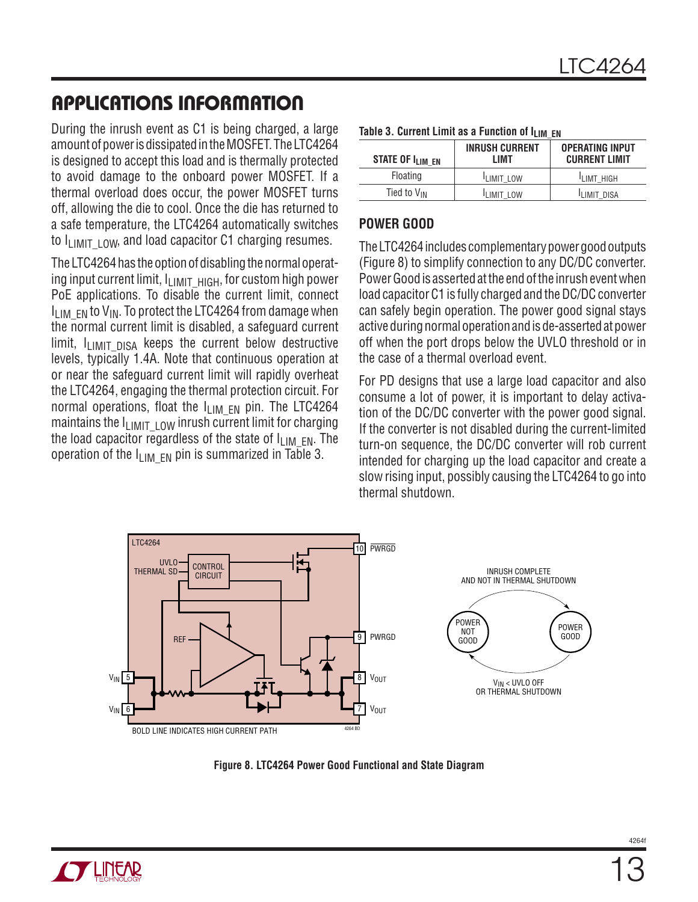## APPLICATIONS INFORMATION

During the inrush event as C1 is being charged, a large amount of power is dissipated in the MOSFET. The LTC4264 is designed to accept this load and is thermally protected to avoid damage to the onboard power MOSFET. If a thermal overload does occur, the power MOSFET turns off, allowing the die to cool. Once the die has returned to a safe temperature, the LTC4264 automatically switches to $I_{LIMIT\_LOW}$, and load capacitor C1 charging resumes.

The LTC4264 has the option of disabling the normal operating input current limit, $I_{LIMIT\_HIGH}$, for custom high power PoE applications. To disable the current limit, connect $I_{LIM\_EN}$ to $V_{IN}$. To protect the LTC4264 from damage when the normal current limit is disabled, a safeguard current limit, $I_{LIMIT\_DISA}$ keeps the current below destructive levels, typically 1.4A. Note that continuous operation at or near the safeguard current limit will rapidly overheat the LTC4264, engaging the thermal protection circuit. For normal operations, float the $I_{LIM\_EN}$ pin. The LTC4264 maintains the $I_{LIMIT\_LOW}$ inrush current limit for charging the load capacitor regardless of the state of $I_{LIM\_EN}$. The operation of the $I_{LIM\_EN}$ pin is summarized in Table 3.

**Table 3. Current Limit as a Function of $I_{LIM\_EN}$**

| STATE OF $I_{LIM\_EN}$ | INRUSH CURRENT LIMT | OPERATING INPUT CURRENT LIMIT |
|---|---|---|
| Floating | $I_{LIMIT\_LOW}$ | $I_{LIMT\_HIGH}$ |
| Tied to $V_{IN}$ | $I_{LIMIT\_LOW}$ | $I_{LIMIT\_DISA}$ |

### POWER GOOD

The LTC4264 includes complementary power good outputs (Figure 8) to simplify connection to any DC/DC converter. Power Good is asserted at the end of the inrush event when load capacitor C1 is fully charged and the DC/DC converter can safely begin operation. The power good signal stays active during normal operation and is de-asserted at power off when the port drops below the UVLO threshold or in the case of a thermal overload event.

For PD designs that use a large load capacitor and also consume a lot of power, it is important to delay activation of the DC/DC converter with the power good signal. If the converter is not disabled during the current-limited turn-on sequence, the DC/DC converter will rob current intended for charging up the load capacitor and create a slow rising input, possibly causing the LTC4264 to go into thermal shutdown.

**Figure 8. LTC4264 Power Good Functional and State Diagram**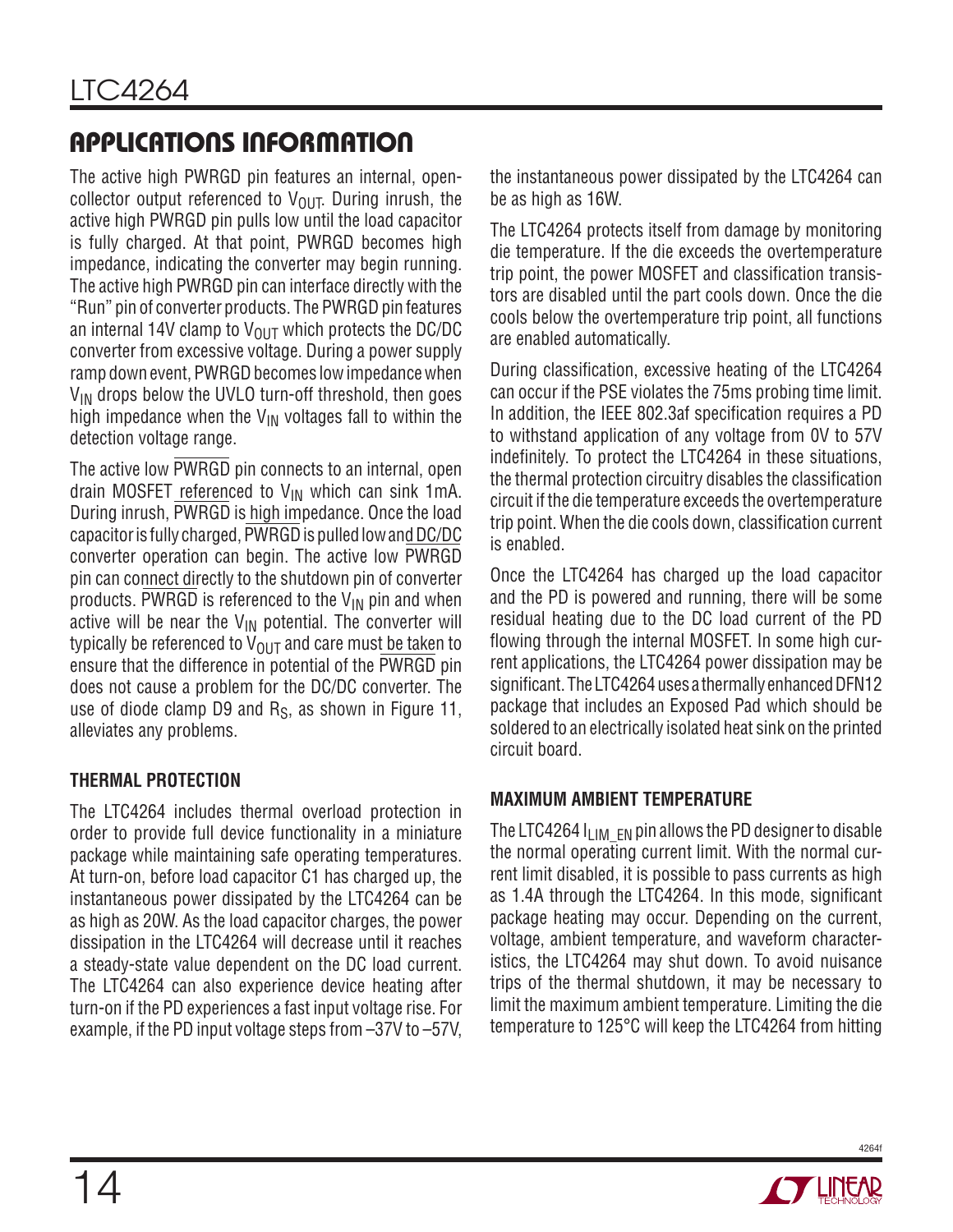## APPLICATIONS INFORMATION

The active high PWRGD pin features an internal, open-collector output referenced to $V_{OUT}$. During inrush, the active high PWRGD pin pulls low until the load capacitor is fully charged. At that point, PWRGD becomes high impedance, indicating the converter may begin running. The active high PWRGD pin can interface directly with the "Run" pin of converter products. The PWRGD pin features an internal 14V clamp to $V_{OUT}$ which protects the DC/DC converter from excessive voltage. During a power supply ramp down event, PWRGD becomes low impedance when $V_{IN}$ drops below the UVLO turn-off threshold, then goes high impedance when the $V_{IN}$ voltages fall to within the detection voltage range.

The active low $\overline{PWRGD}$ pin connects to an internal, open drain MOSFET referenced to $V_{IN}$ which can sink 1mA. During inrush, $\overline{PWRGD}$ is high impedance. Once the load capacitor is fully charged, $\overline{PWRGD}$ is pulled low and DC/DC converter operation can begin. The active low $\overline{PWRGD}$ pin can connect directly to the shutdown pin of converter products. $\overline{PWRGD}$ is referenced to the $V_{IN}$ pin and when active will be near the $V_{IN}$ potential. The converter will typically be referenced to $V_{OUT}$ and care must be taken to ensure that the difference in potential of the $\overline{PWRGD}$ pin does not cause a problem for the DC/DC converter. The use of diode clamp D9 and $R_S$, as shown in Figure 11, alleviates any problems.

### THERMAL PROTECTION

The LTC4264 includes thermal overload protection in order to provide full device functionality in a miniature package while maintaining safe operating temperatures. At turn-on, before load capacitor C1 has charged up, the instantaneous power dissipated by the LTC4264 can be as high as 20W. As the load capacitor charges, the power dissipation in the LTC4264 will decrease until it reaches a steady-state value dependent on the DC load current. The LTC4264 can also experience device heating after turn-on if the PD experiences a fast input voltage rise. For example, if the PD input voltage steps from –37V to –57V, the instantaneous power dissipated by the LTC4264 can be as high as 16W.

The LTC4264 protects itself from damage by monitoring die temperature. If the die exceeds the overtemperature trip point, the power MOSFET and classification transistors are disabled until the part cools down. Once the die cools below the overtemperature trip point, all functions are enabled automatically.

During classification, excessive heating of the LTC4264 can occur if the PSE violates the 75ms probing time limit. In addition, the IEEE 802.3af specification requires a PD to withstand application of any voltage from 0V to 57V indefinitely. To protect the LTC4264 in these situations, the thermal protection circuitry disables the classification circuit if the die temperature exceeds the overtemperature trip point. When the die cools down, classification current is enabled.

Once the LTC4264 has charged up the load capacitor and the PD is powered and running, there will be some residual heating due to the DC load current of the PD flowing through the internal MOSFET. In some high current applications, the LTC4264 power dissipation may be significant. The LTC4264 uses a thermally enhanced DFN12 package that includes an Exposed Pad which should be soldered to an electrically isolated heat sink on the printed circuit board.

### MAXIMUM AMBIENT TEMPERATURE

The LTC4264 $I_{LIM\_EN}$ pin allows the PD designer to disable the normal operating current limit. With the normal current limit disabled, it is possible to pass currents as high as 1.4A through the LTC4264. In this mode, significant package heating may occur. Depending on the current, voltage, ambient temperature, and waveform characteristics, the LTC4264 may shut down. To avoid nuisance trips of the thermal shutdown, it may be necessary to limit the maximum ambient temperature. Limiting the die temperature to 125°C will keep the LTC4264 from hitting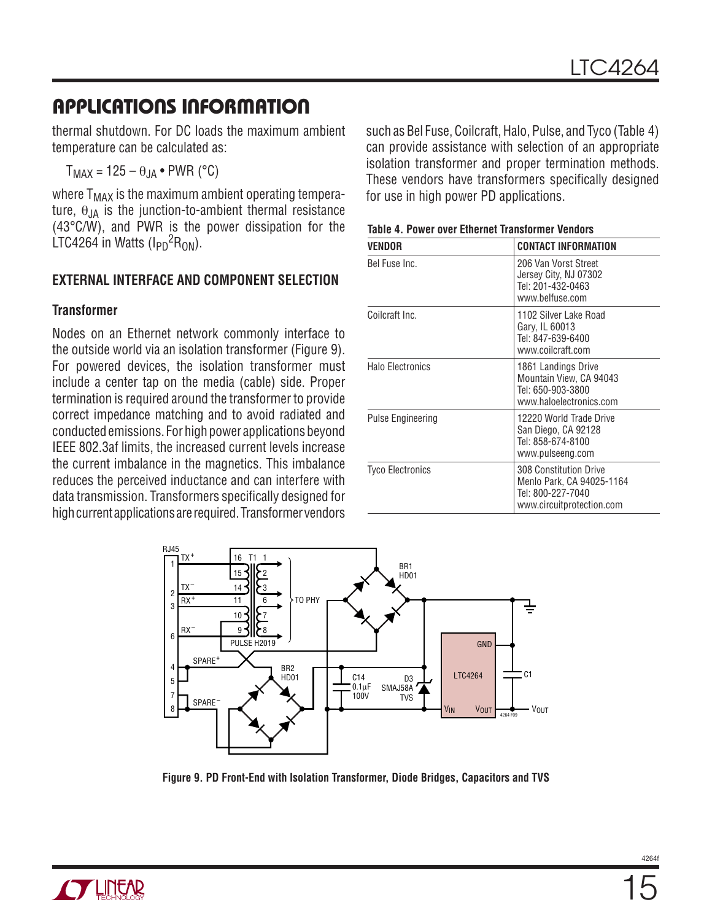## APPLICATIONS INFORMATION

thermal shutdown. For DC loads the maximum ambient temperature can be calculated as:

$T_{MAX} = 125 - \theta_{JA} \bullet PWR$ (°C)

where $T_{MAX}$ is the maximum ambient operating temperature, $\theta_{JA}$ is the junction-to-ambient thermal resistance (43°C/W), and PWR is the power dissipation for the LTC4264 in Watts ($I_{PD}^2R_{ON}$).

### EXTERNAL INTERFACE AND COMPONENT SELECTION

#### Transformer

Nodes on an Ethernet network commonly interface to the outside world via an isolation transformer (Figure 9). For powered devices, the isolation transformer must include a center tap on the media (cable) side. Proper termination is required around the transformer to provide correct impedance matching and to avoid radiated and conducted emissions. For high power applications beyond IEEE 802.3af limits, the increased current levels increase the current imbalance in the magnetics. This imbalance reduces the perceived inductance and can interfere with data transmission. Transformers specifically designed for high current applications are required. Transformer vendors such as Bel Fuse, Coilcraft, Halo, Pulse, and Tyco (Table 4) can provide assistance with selection of an appropriate isolation transformer and proper termination methods. These vendors have transformers specifically designed for use in high power PD applications.

**Table 4. Power over Ethernet Transformer Vendors**

| VENDOR | CONTACT INFORMATION |
|---|---|
| Bel Fuse Inc. | 206 Van Vorst Street<br>Jersey City, NJ 07302<br>Tel: 201-432-0463<br>www.belfuse.com |
| Coilcraft Inc. | 1102 Silver Lake Road<br>Gary, IL 60013<br>Tel: 847-639-6400<br>www.coilcraft.com |
| Halo Electronics | 1861 Landings Drive<br>Mountain View, CA 94043<br>Tel: 650-903-3800<br>www.haloelectronics.com |
| Pulse Engineering | 12220 World Trade Drive<br>San Diego, CA 92128<br>Tel: 858-674-8100<br>www.pulseeng.com |
| Tyco Electronics | 308 Constitution Drive<br>Menlo Park, CA 94025-1164<br>Tel: 800-227-7040<br>www.circuitprotection.com |

**Figure 9. PD Front-End with Isolation Transformer, Diode Bridges, Capacitors and TVS**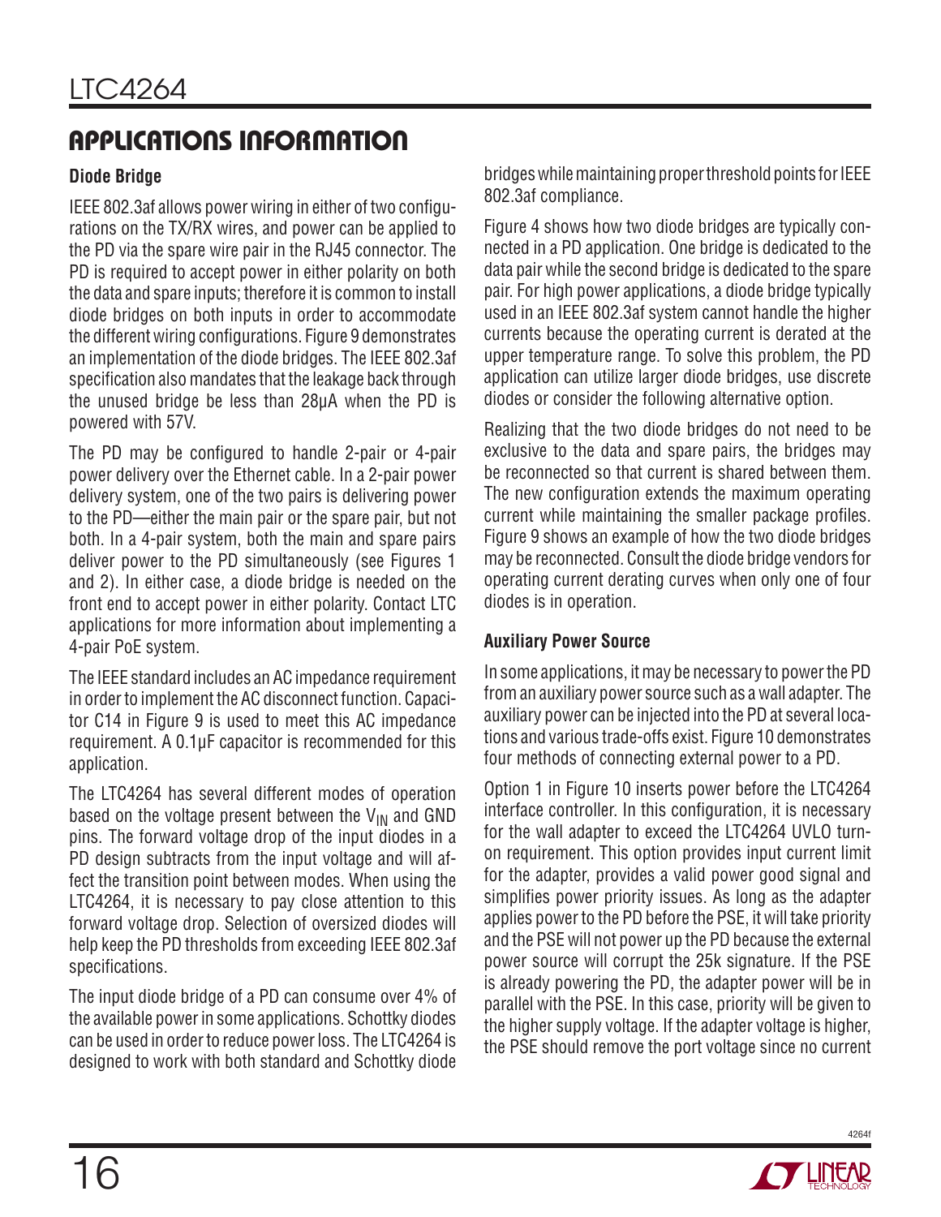## APPLICATIONS INFORMATION

### Diode Bridge

IEEE 802.3af allows power wiring in either of two configurations on the TX/RX wires, and power can be applied to the PD via the spare wire pair in the RJ45 connector. The PD is required to accept power in either polarity on both the data and spare inputs; therefore it is common to install diode bridges on both inputs in order to accommodate the different wiring configurations. Figure 9 demonstrates an implementation of the diode bridges. The IEEE 802.3af specification also mandates that the leakage back through the unused bridge be less than 28µA when the PD is powered with 57V.

The PD may be configured to handle 2-pair or 4-pair power delivery over the Ethernet cable. In a 2-pair power delivery system, one of the two pairs is delivering power to the PD—either the main pair or the spare pair, but not both. In a 4-pair system, both the main and spare pairs deliver power to the PD simultaneously (see Figures 1 and 2). In either case, a diode bridge is needed on the front end to accept power in either polarity. Contact LTC applications for more information about implementing a 4-pair PoE system.

The IEEE standard includes an AC impedance requirement in order to implement the AC disconnect function. Capacitor C14 in Figure 9 is used to meet this AC impedance requirement. A 0.1µF capacitor is recommended for this application.

The LTC4264 has several different modes of operation based on the voltage present between the $V_{IN}$ and GND pins. The forward voltage drop of the input diodes in a PD design subtracts from the input voltage and will affect the transition point between modes. When using the LTC4264, it is necessary to pay close attention to this forward voltage drop. Selection of oversized diodes will help keep the PD thresholds from exceeding IEEE 802.3af specifications.

The input diode bridge of a PD can consume over 4% of the available power in some applications. Schottky diodes can be used in order to reduce power loss. The LTC4264 is designed to work with both standard and Schottky diode bridges while maintaining proper threshold points for IEEE 802.3af compliance.

Figure 4 shows how two diode bridges are typically connected in a PD application. One bridge is dedicated to the data pair while the second bridge is dedicated to the spare pair. For high power applications, a diode bridge typically used in an IEEE 802.3af system cannot handle the higher currents because the operating current is derated at the upper temperature range. To solve this problem, the PD application can utilize larger diode bridges, use discrete diodes or consider the following alternative option.

Realizing that the two diode bridges do not need to be exclusive to the data and spare pairs, the bridges may be reconnected so that current is shared between them. The new configuration extends the maximum operating current while maintaining the smaller package profiles. Figure 9 shows an example of how the two diode bridges may be reconnected. Consult the diode bridge vendors for operating current derating curves when only one of four diodes is in operation.

### Auxiliary Power Source

In some applications, it may be necessary to power the PD from an auxiliary power source such as a wall adapter. The auxiliary power can be injected into the PD at several locations and various trade-offs exist. Figure 10 demonstrates four methods of connecting external power to a PD.

Option 1 in Figure 10 inserts power before the LTC4264 interface controller. In this configuration, it is necessary for the wall adapter to exceed the LTC4264 UVLO turn-on requirement. This option provides input current limit for the adapter, provides a valid power good signal and simplifies power priority issues. As long as the adapter applies power to the PD before the PSE, it will take priority and the PSE will not power up the PD because the external power source will corrupt the 25k signature. If the PSE is already powering the PD, the adapter power will be in parallel with the PSE. In this case, priority will be given to the higher supply voltage. If the adapter voltage is higher, the PSE should remove the port voltage since no current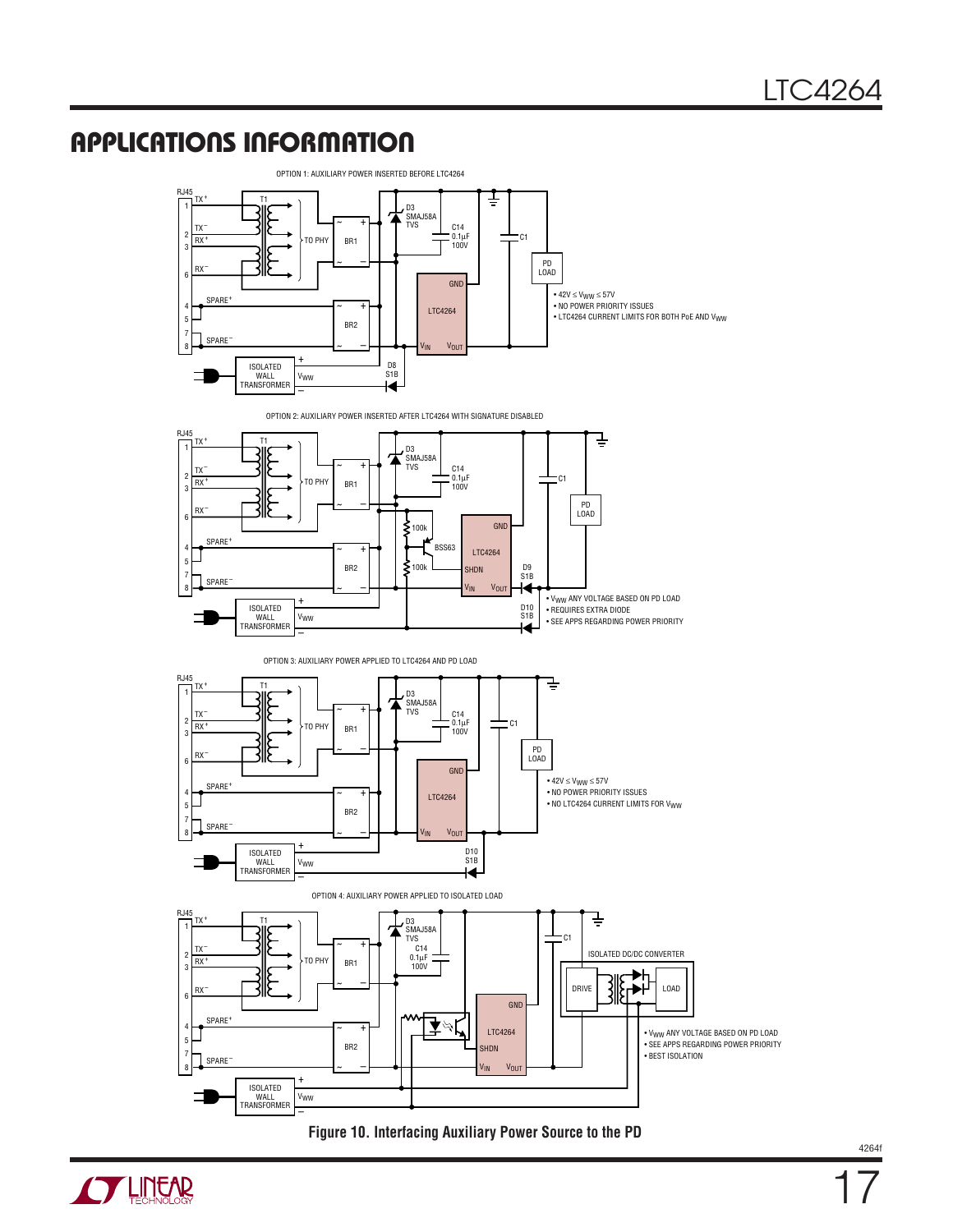## APPLICATIONS INFORMATION

OPTION 1: AUXILIARY POWER INSERTED BEFORE LTC4264

- 42V ≤ $V_{WW}$ ≤ 57V
- NO POWER PRIORITY ISSUES
- LTC4264 CURRENT LIMITS FOR BOTH PoE AND $V_{WW}$

OPTION 2: AUXILIARY POWER INSERTED AFTER LTC4264 WITH SIGNATURE DISABLED

- $V_{WW}$ ANY VOLTAGE BASED ON PD LOAD
- REQUIRES EXTRA DIODE
- SEE APPS REGARDING POWER PRIORITY

OPTION 3: AUXILIARY POWER APPLIED TO LTC4264 AND PD LOAD

- 42V ≤ $V_{WW}$ ≤ 57V
- NO POWER PRIORITY ISSUES
- NO LTC4264 CURRENT LIMITS FOR $V_{WW}$

OPTION 4: AUXILIARY POWER APPLIED TO ISOLATED LOAD

- $V_{WW}$ ANY VOLTAGE BASED ON PD LOAD
- SEE APPS REGARDING POWER PRIORITY
- BEST ISOLATION

**Figure 10. Interfacing Auxiliary Power Source to the PD**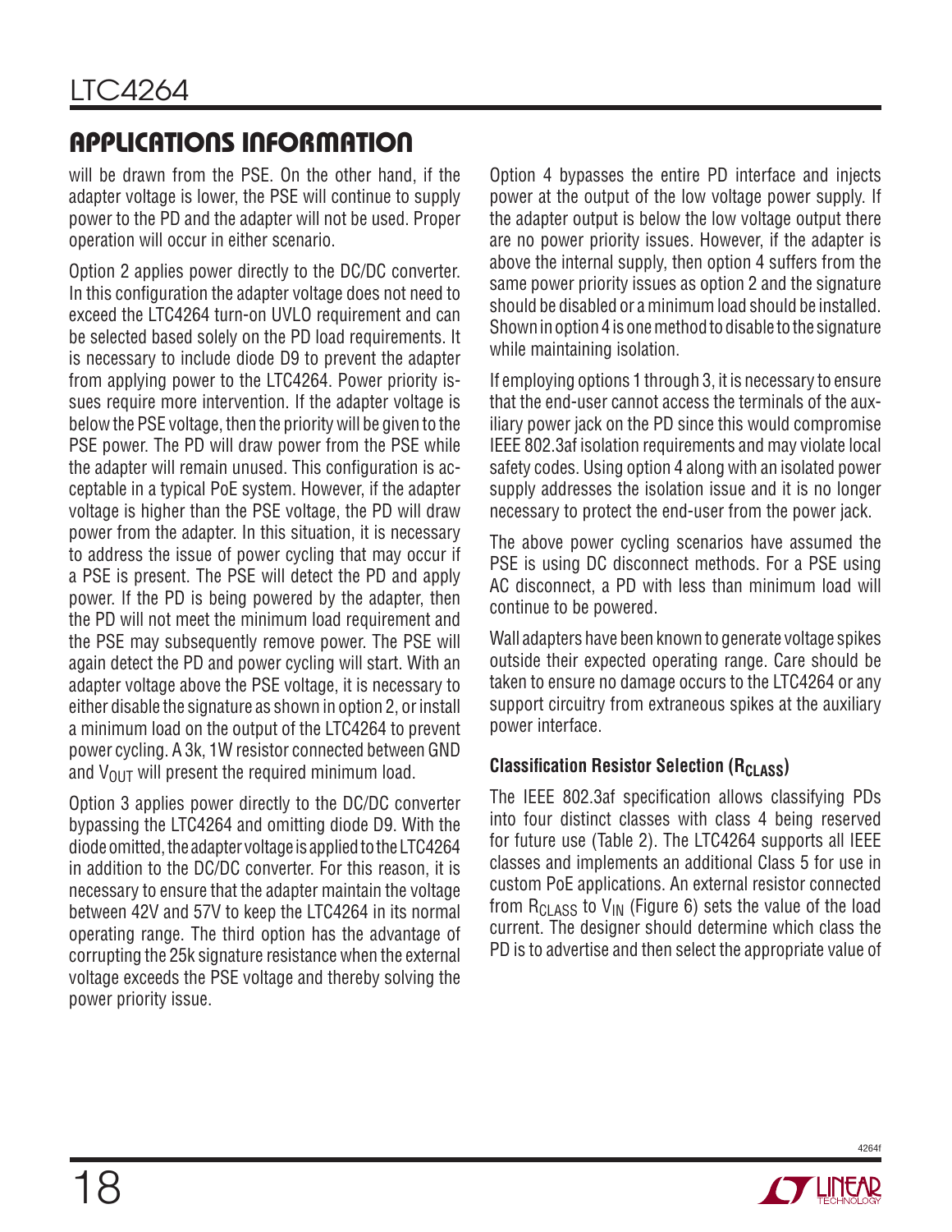## APPLICATIONS INFORMATION

will be drawn from the PSE. On the other hand, if the adapter voltage is lower, the PSE will continue to supply power to the PD and the adapter will not be used. Proper operation will occur in either scenario.

Option 2 applies power directly to the DC/DC converter. In this configuration the adapter voltage does not need to exceed the LTC4264 turn-on UVLO requirement and can be selected based solely on the PD load requirements. It is necessary to include diode D9 to prevent the adapter from applying power to the LTC4264. Power priority issues require more intervention. If the adapter voltage is below the PSE voltage, then the priority will be given to the PSE power. The PD will draw power from the PSE while the adapter will remain unused. This configuration is acceptable in a typical PoE system. However, if the adapter voltage is higher than the PSE voltage, the PD will draw power from the adapter. In this situation, it is necessary to address the issue of power cycling that may occur if a PSE is present. The PSE will detect the PD and apply power. If the PD is being powered by the adapter, then the PD will not meet the minimum load requirement and the PSE may subsequently remove power. The PSE will again detect the PD and power cycling will start. With an adapter voltage above the PSE voltage, it is necessary to either disable the signature as shown in option 2, or install a minimum load on the output of the LTC4264 to prevent power cycling. A 3k, 1W resistor connected between GND and $V_{OUT}$ will present the required minimum load.

Option 3 applies power directly to the DC/DC converter bypassing the LTC4264 and omitting diode D9. With the diode omitted, the adapter voltage is applied to the LTC4264 in addition to the DC/DC converter. For this reason, it is necessary to ensure that the adapter maintain the voltage between 42V and 57V to keep the LTC4264 in its normal operating range. The third option has the advantage of corrupting the 25k signature resistance when the external voltage exceeds the PSE voltage and thereby solving the power priority issue.

Option 4 bypasses the entire PD interface and injects power at the output of the low voltage power supply. If the adapter output is below the low voltage output there are no power priority issues. However, if the adapter is above the internal supply, then option 4 suffers from the same power priority issues as option 2 and the signature should be disabled or a minimum load should be installed. Shown in option 4 is one method to disable to the signature while maintaining isolation.

If employing options 1 through 3, it is necessary to ensure that the end-user cannot access the terminals of the auxiliary power jack on the PD since this would compromise IEEE 802.3af isolation requirements and may violate local safety codes. Using option 4 along with an isolated power supply addresses the isolation issue and it is no longer necessary to protect the end-user from the power jack.

The above power cycling scenarios have assumed the PSE is using DC disconnect methods. For a PSE using AC disconnect, a PD with less than minimum load will continue to be powered.

Wall adapters have been known to generate voltage spikes outside their expected operating range. Care should be taken to ensure no damage occurs to the LTC4264 or any support circuitry from extraneous spikes at the auxiliary power interface.

### Classification Resistor Selection ($R_{CLASS}$)

The IEEE 802.3af specification allows classifying PDs into four distinct classes with class 4 being reserved for future use (Table 2). The LTC4264 supports all IEEE classes and implements an additional Class 5 for use in custom PoE applications. An external resistor connected from $R_{CLASS}$ to $V_{IN}$ (Figure 6) sets the value of the load current. The designer should determine which class the PD is to advertise and then select the appropriate value of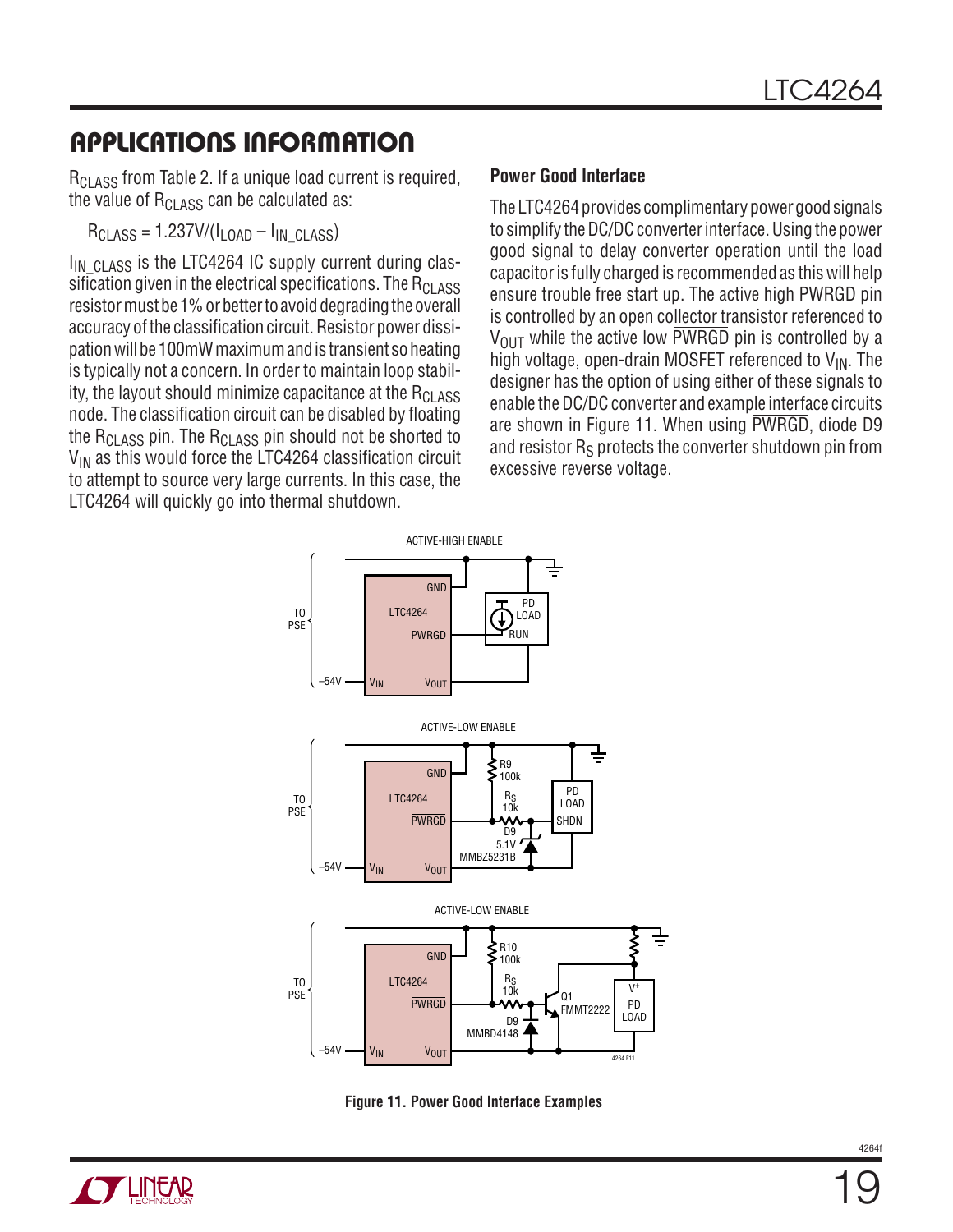## APPLICATIONS INFORMATION

$R_{CLASS}$ from Table 2. If a unique load current is required, the value of $R_{CLASS}$ can be calculated as:

$$R_{CLASS} = 1.237V/(I_{LOAD} – I_{IN\_CLASS})$$

$I_{IN\_CLASS}$ is the LTC4264 IC supply current during classification given in the electrical specifications. The $R_{CLASS}$ resistor must be 1% or better to avoid degrading the overall accuracy of the classification circuit. Resistor power dissipation will be 100mW maximum and is transient so heating is typically not a concern. In order to maintain loop stability, the layout should minimize capacitance at the $R_{CLASS}$ node. The classification circuit can be disabled by floating the $R_{CLASS}$ pin. The $R_{CLASS}$ pin should not be shorted to $V_{IN}$ as this would force the LTC4264 classification circuit to attempt to source very large currents. In this case, the LTC4264 will quickly go into thermal shutdown.

### Power Good Interface

The LTC4264 provides complimentary power good signals to simplify the DC/DC converter interface. Using the power good signal to delay converter operation until the load capacitor is fully charged is recommended as this will help ensure trouble free start up. The active high PWRGD pin is controlled by an open collector transistor referenced to $V_{OUT}$ while the active low $\overline{PWRGD}$ pin is controlled by a high voltage, open-drain MOSFET referenced to $V_{IN}$. The designer has the option of using either of these signals to enable the DC/DC converter and example interface circuits are shown in Figure 11. When using $\overline{PWRGD}$, diode D9 and resistor $R_S$ protects the converter shutdown pin from excessive reverse voltage.

Figure 11. Power Good Interface Examples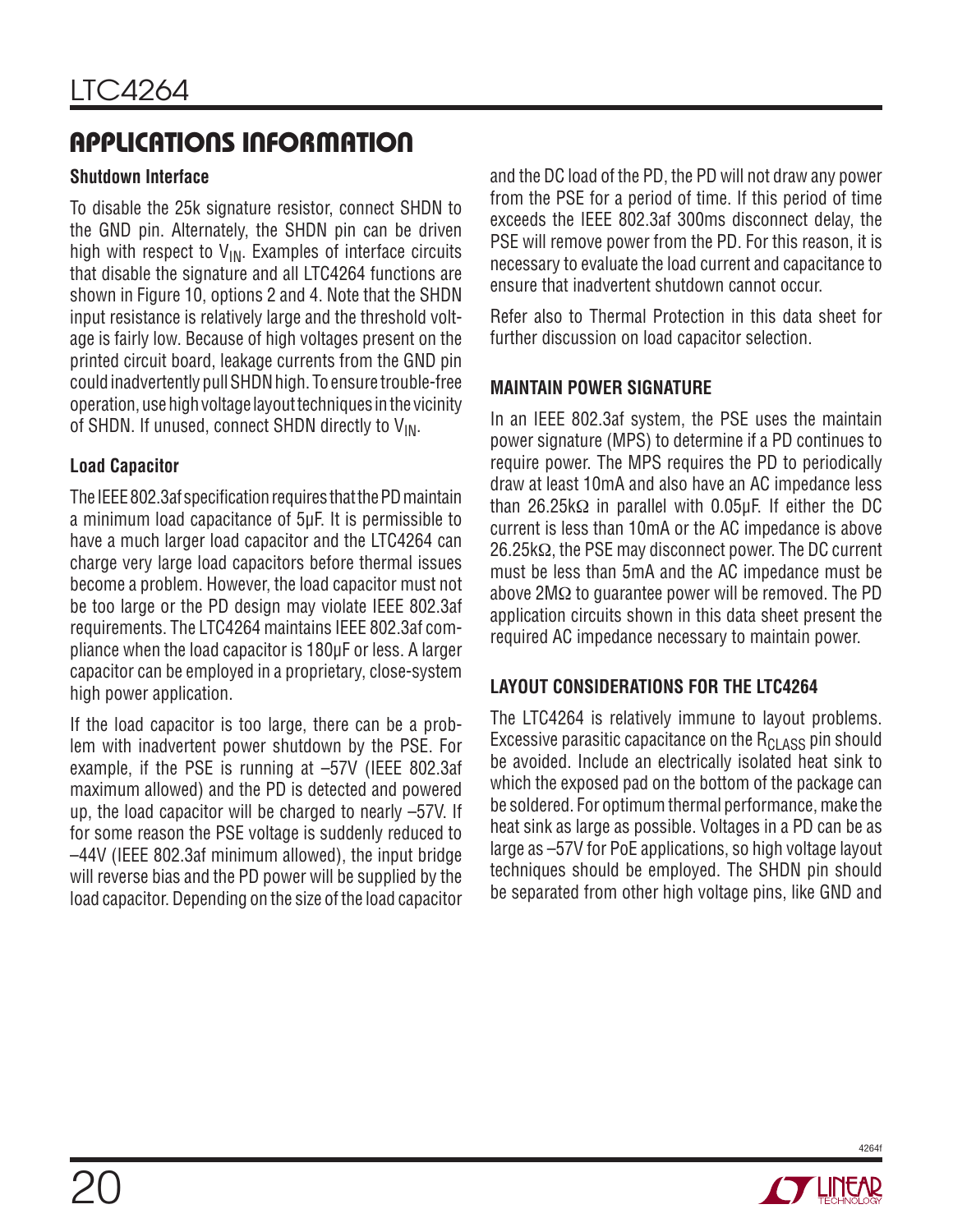## APPLICATIONS INFORMATION

### Shutdown Interface

To disable the 25k signature resistor, connect SHDN to the GND pin. Alternately, the SHDN pin can be driven high with respect to $V_{IN}$. Examples of interface circuits that disable the signature and all LTC4264 functions are shown in Figure 10, options 2 and 4. Note that the SHDN input resistance is relatively large and the threshold voltage is fairly low. Because of high voltages present on the printed circuit board, leakage currents from the GND pin could inadvertently pull SHDN high. To ensure trouble-free operation, use high voltage layout techniques in the vicinity of SHDN. If unused, connect SHDN directly to $V_{IN}$.

### Load Capacitor

The IEEE 802.3af specification requires that the PD maintain a minimum load capacitance of 5µF. It is permissible to have a much larger load capacitor and the LTC4264 can charge very large load capacitors before thermal issues become a problem. However, the load capacitor must not be too large or the PD design may violate IEEE 802.3af requirements. The LTC4264 maintains IEEE 802.3af compliance when the load capacitor is 180µF or less. A larger capacitor can be employed in a proprietary, close-system high power application.

If the load capacitor is too large, there can be a problem with inadvertent power shutdown by the PSE. For example, if the PSE is running at –57V (IEEE 802.3af maximum allowed) and the PD is detected and powered up, the load capacitor will be charged to nearly –57V. If for some reason the PSE voltage is suddenly reduced to –44V (IEEE 802.3af minimum allowed), the input bridge will reverse bias and the PD power will be supplied by the load capacitor. Depending on the size of the load capacitor and the DC load of the PD, the PD will not draw any power from the PSE for a period of time. If this period of time exceeds the IEEE 802.3af 300ms disconnect delay, the PSE will remove power from the PD. For this reason, it is necessary to evaluate the load current and capacitance to ensure that inadvertent shutdown cannot occur.

Refer also to Thermal Protection in this data sheet for further discussion on load capacitor selection.

### MAINTAIN POWER SIGNATURE

In an IEEE 802.3af system, the PSE uses the maintain power signature (MPS) to determine if a PD continues to require power. The MPS requires the PD to periodically draw at least 10mA and also have an AC impedance less than 26.25kΩ in parallel with 0.05µF. If either the DC current is less than 10mA or the AC impedance is above 26.25kΩ, the PSE may disconnect power. The DC current must be less than 5mA and the AC impedance must be above 2MΩ to guarantee power will be removed. The PD application circuits shown in this data sheet present the required AC impedance necessary to maintain power.

### LAYOUT CONSIDERATIONS FOR THE LTC4264

The LTC4264 is relatively immune to layout problems. Excessive parasitic capacitance on the $R_{CLASS}$ pin should be avoided. Include an electrically isolated heat sink to which the exposed pad on the bottom of the package can be soldered. For optimum thermal performance, make the heat sink as large as possible. Voltages in a PD can be as large as –57V for PoE applications, so high voltage layout techniques should be employed. The SHDN pin should be separated from other high voltage pins, like GND and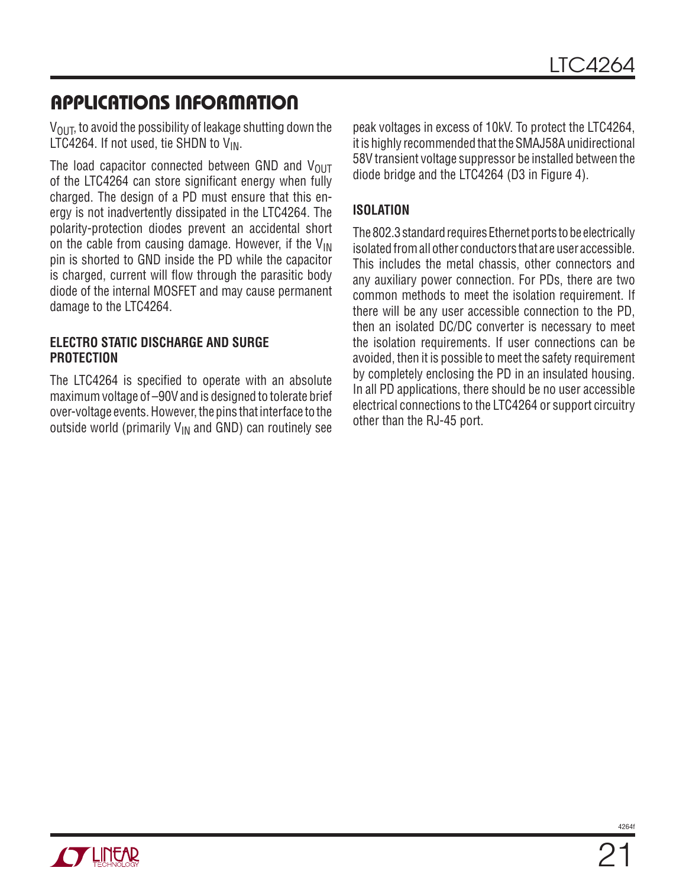## APPLICATIONS INFORMATION

$V_{OUT}$, to avoid the possibility of leakage shutting down the LTC4264. If not used, tie SHDN to $V_{IN}$.

The load capacitor connected between GND and $V_{OUT}$ of the LTC4264 can store significant energy when fully charged. The design of a PD must ensure that this energy is not inadvertently dissipated in the LTC4264. The polarity-protection diodes prevent an accidental short on the cable from causing damage. However, if the $V_{IN}$ pin is shorted to GND inside the PD while the capacitor is charged, current will flow through the parasitic body diode of the internal MOSFET and may cause permanent damage to the LTC4264.

### ELECTRO STATIC DISCHARGE AND SURGE PROTECTION

The LTC4264 is specified to operate with an absolute maximum voltage of –90V and is designed to tolerate brief over-voltage events. However, the pins that interface to the outside world (primarily $V_{IN}$ and GND) can routinely see peak voltages in excess of 10kV. To protect the LTC4264, it is highly recommended that the SMAJ58A unidirectional 58V transient voltage suppressor be installed between the diode bridge and the LTC4264 (D3 in Figure 4).

### ISOLATION

The 802.3 standard requires Ethernet ports to be electrically isolated from all other conductors that are user accessible. This includes the metal chassis, other connectors and any auxiliary power connection. For PDs, there are two common methods to meet the isolation requirement. If there will be any user accessible connection to the PD, then an isolated DC/DC converter is necessary to meet the isolation requirements. If user connections can be avoided, then it is possible to meet the safety requirement by completely enclosing the PD in an insulated housing. In all PD applications, there should be no user accessible electrical connections to the LTC4264 or support circuitry other than the RJ-45 port.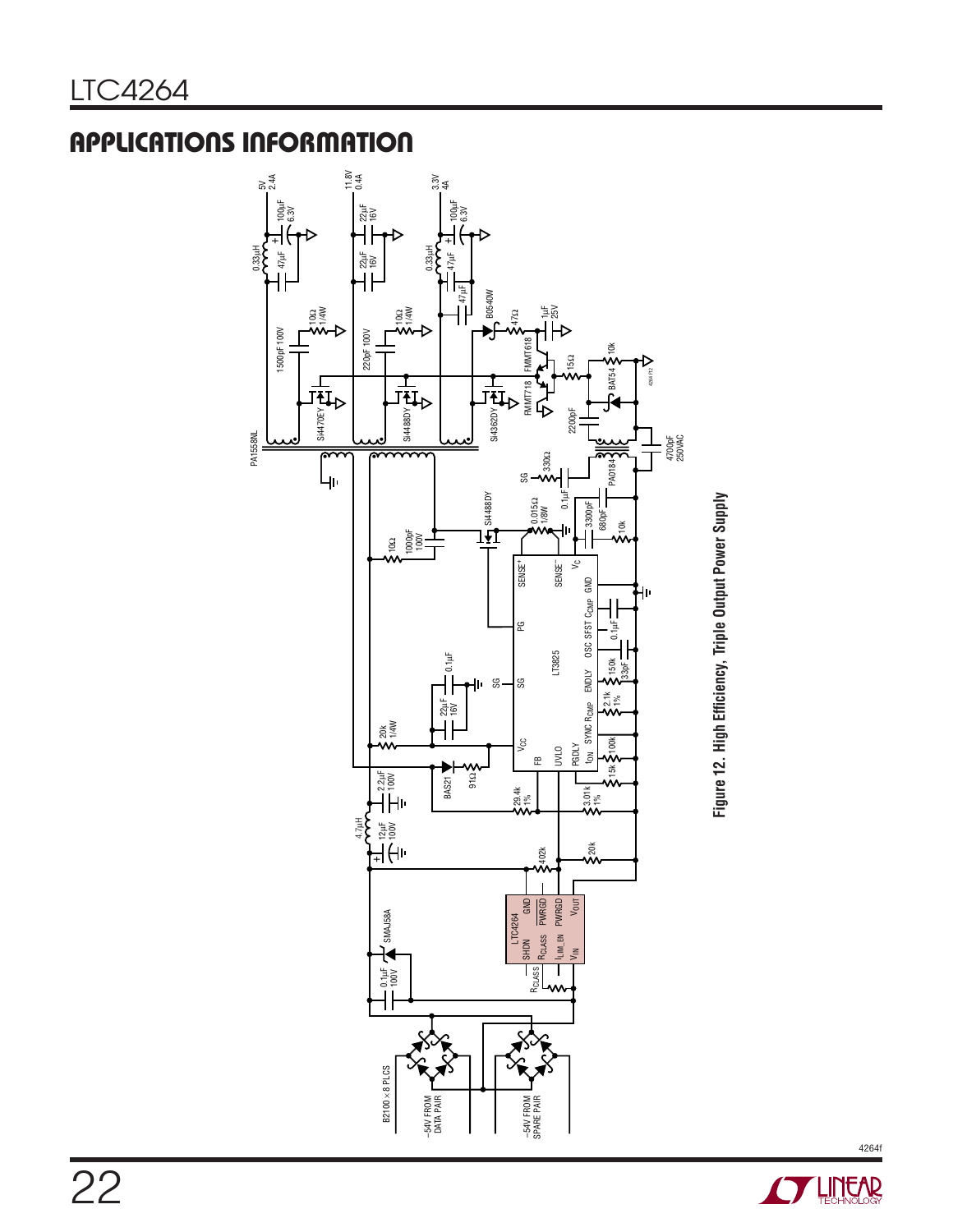## APPLICATIONS INFORMATION

Figure 12. High Efficiency, Triple Output Power Supply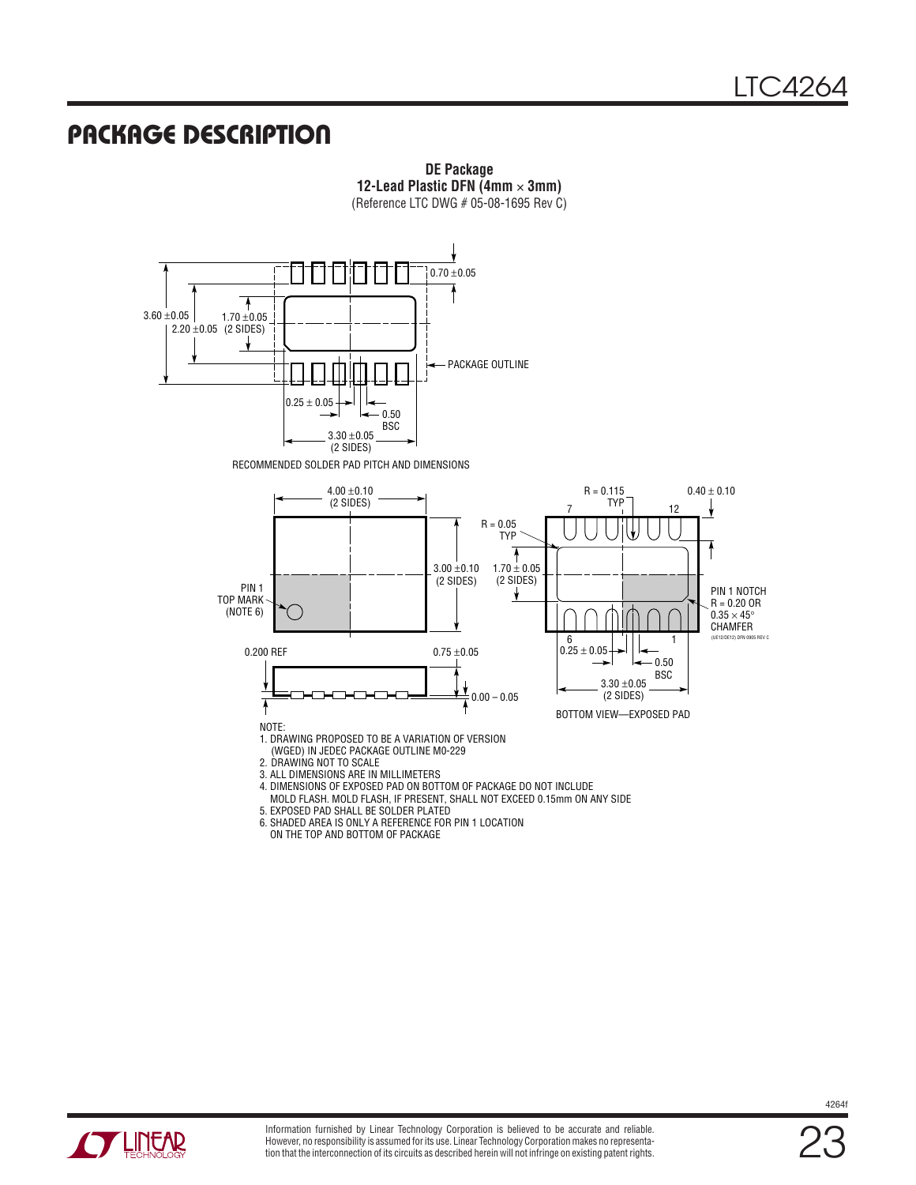# PACKAGE DESCRIPTION

**DE Package**
**12-Lead Plastic DFN (4mm × 3mm)**
(Reference LTC DWG # 05-08-1695 Rev C)

0.70 ±0.05

3.60 ±0.05

2.20 ±0.05

1.70 ±0.05 (2 SIDES)

PACKAGE OUTLINE

0.25 ± 0.05

0.50 BSC

3.30 ±0.05 (2 SIDES)

RECOMMENDED SOLDER PAD PITCH AND DIMENSIONS

4.00 ±0.10 (2 SIDES)

3.00 ±0.10 (2 SIDES)

PIN 1 TOP MARK (NOTE 6)

R = 0.05 TYP

R = 0.115 TYP

0.40 ± 0.10

1.70 ± 0.05 (2 SIDES)

PIN 1 NOTCH R = 0.20 OR 0.35 × 45° CHAMFER

(UE12/DE12) DFN 0905 REV C

0.200 REF

0.75 ±0.05

0.00 – 0.05

0.25 ± 0.05

0.50 BSC

3.30 ±0.05 (2 SIDES)

BOTTOM VIEW—EXPOSED PAD

NOTE:

1. DRAWING PROPOSED TO BE A VARIATION OF VERSION (WGED) IN JEDEC PACKAGE OUTLINE M0-229
2. DRAWING NOT TO SCALE
3. ALL DIMENSIONS ARE IN MILLIMETERS
4. DIMENSIONS OF EXPOSED PAD ON BOTTOM OF PACKAGE DO NOT INCLUDE MOLD FLASH. MOLD FLASH, IF PRESENT, SHALL NOT EXCEED 0.15mm ON ANY SIDE
5. EXPOSED PAD SHALL BE SOLDER PLATED
6. SHADED AREA IS ONLY A REFERENCE FOR PIN 1 LOCATION ON THE TOP AND BOTTOM OF PACKAGE

Information furnished by Linear Technology Corporation is believed to be accurate and reliable. However, no responsibility is assumed for its use. Linear Technology Corporation makes no representation that the interconnection of its circuits as described herein will not infringe on existing patent rights.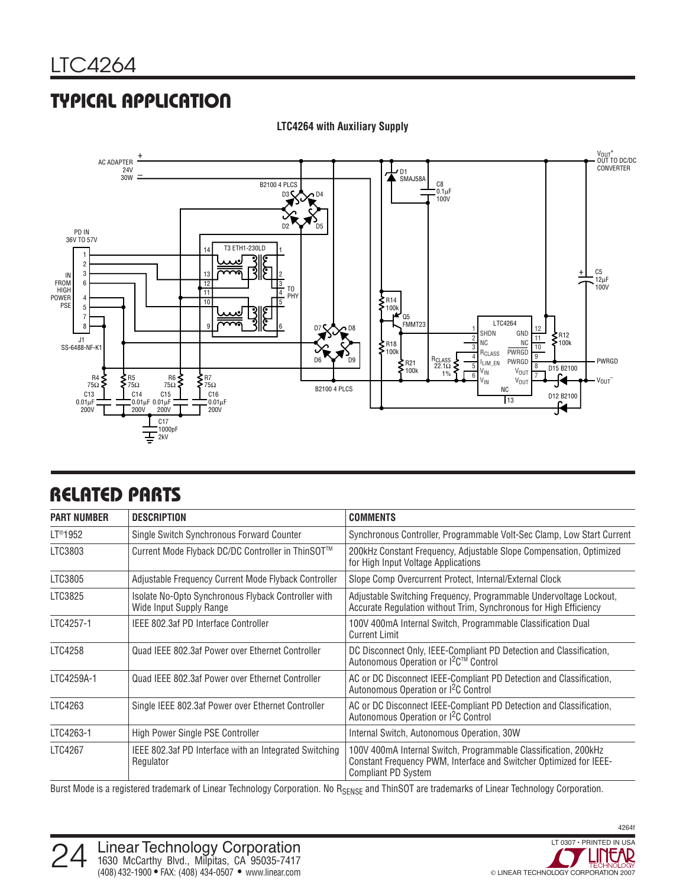## TYPICAL APPLICATION

**LTC4264 with Auxiliary Supply**

AC ADAPTER 24V 30W + −

PD IN 36V TO 57V

IN FROM HIGH POWER PSE

J1 SS-6488-NF-K1

T3 ETH1-230LD

TO PHY

B2100 4 PLCS

D1 SMAJ58A

C8 0.1μF 100V

R14 100k

Q5 FMMT23

R18 100k

R21 100k

RCLASS 22.1Ω 1%

LTC4264

SHDN, NC, RCLASS, ILIM_EN, VIN, VIN, GND, NC, PWRGD, PWRGD, VOUT, VOUT, NC

R12 100k

C5 12μF 100V

VOUT+ OUT TO DC/DC CONVERTER

PWRGD

D15 B2100

VOUT−

D12 B2100

R4 75Ω, R5 75Ω, R6 75Ω, R7 75Ω

C13 0.01μF 200V, C14 0.01μF 200V, C15 0.01μF 200V, C16 0.01μF 200V

C17 1000pF 2kV

## RELATED PARTS

| PART NUMBER | DESCRIPTION | COMMENTS |
|---|---|---|
| LT®1952 | Single Switch Synchronous Forward Counter | Synchronous Controller, Programmable Volt-Sec Clamp, Low Start Current |
| LTC3803 | Current Mode Flyback DC/DC Controller in ThinSOT™ | 200kHz Constant Frequency, Adjustable Slope Compensation, Optimized for High Input Voltage Applications |
| LTC3805 | Adjustable Frequency Current Mode Flyback Controller | Slope Comp Overcurrent Protect, Internal/External Clock |
| LTC3825 | Isolate No-Opto Synchronous Flyback Controller with Wide Input Supply Range | Adjustable Switching Frequency, Programmable Undervoltage Lockout, Accurate Regulation without Trim, Synchronous for High Efficiency |
| LTC4257-1 | IEEE 802.3af PD Interface Controller | 100V 400mA Internal Switch, Programmable Classification Dual Current Limit |
| LTC4258 | Quad IEEE 802.3af Power over Ethernet Controller | DC Disconnect Only, IEEE-Compliant PD Detection and Classification, Autonomous Operation or I²C™ Control |
| LTC4259A-1 | Quad IEEE 802.3af Power over Ethernet Controller | AC or DC Disconnect IEEE-Compliant PD Detection and Classification, Autonomous Operation or I²C Control |
| LTC4263 | Single IEEE 802.3af Power over Ethernet Controller | AC or DC Disconnect IEEE-Compliant PD Detection and Classification, Autonomous Operation or I²C Control |
| LTC4263-1 | High Power Single PSE Controller | Internal Switch, Autonomous Operation, 30W |
| LTC4267 | IEEE 802.3af PD Interface with an Integrated Switching Regulator | 100V 400mA Internal Switch, Programmable Classification, 200kHz Constant Frequency PWM, Interface and Switcher Optimized for IEEE-Compliant PD System |

Burst Mode is a registered trademark of Linear Technology Corporation. No $R_{SENSE}$ and ThinSOT are trademarks of Linear Technology Corporation.

Linear Technology Corporation
1630 McCarthy Blvd., Milpitas, CA 95035-7417
(408) 432-1900 • FAX: (408) 434-0507 • www.linear.com

LT 0307 • PRINTED IN USA
© LINEAR TECHNOLOGY CORPORATION 2007